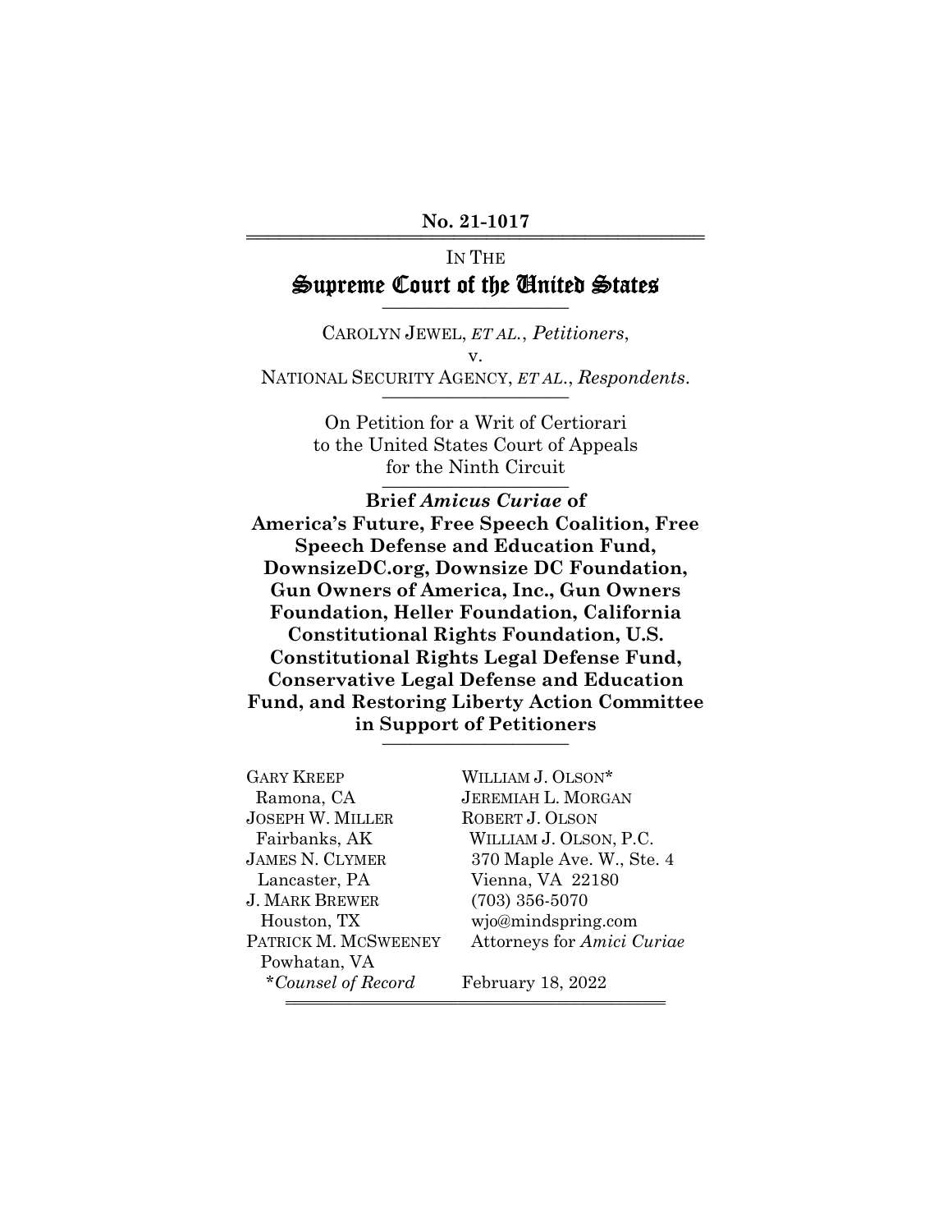**No. 21-1017**

IN THE

# Supreme Court of the United States

CAROLYN JEWEL, *ET AL.*, *Petitioners*,

v.

NATIONAL SECURITY AGENCY, *ET AL.*, *Respondents*.

On Petition for a Writ of Certiorari to the United States Court of Appeals for the Ninth Circuit

**Brief *Amicus Curiae* of America's Future, Free Speech Coalition, Free Speech Defense and Education Fund, DownsizeDC.org, Downsize DC Foundation, Gun Owners of America, Inc., Gun Owners Foundation, Heller Foundation, California Constitutional Rights Foundation, U.S. Constitutional Rights Legal Defense Fund, Conservative Legal Defense and Education Fund, and Restoring Liberty Action Committee in Support of Petitioners**

GARY KREEP
Ramona, CA
JOSEPH W. MILLER
Fairbanks, AK
JAMES N. CLYMER
Lancaster, PA
J. MARK BREWER
Houston, TX
PATRICK M. MCSWEENEY
Powhatan, VA
\**Counsel of Record*

WILLIAM J. OLSON*
JEREMIAH L. MORGAN
ROBERT J. OLSON
WILLIAM J. OLSON, P.C.
370 Maple Ave. W., Ste. 4
Vienna, VA 22180
(703) 356-5070
wjo@mindspring.com
Attorneys for *Amici Curiae*

February 18, 2022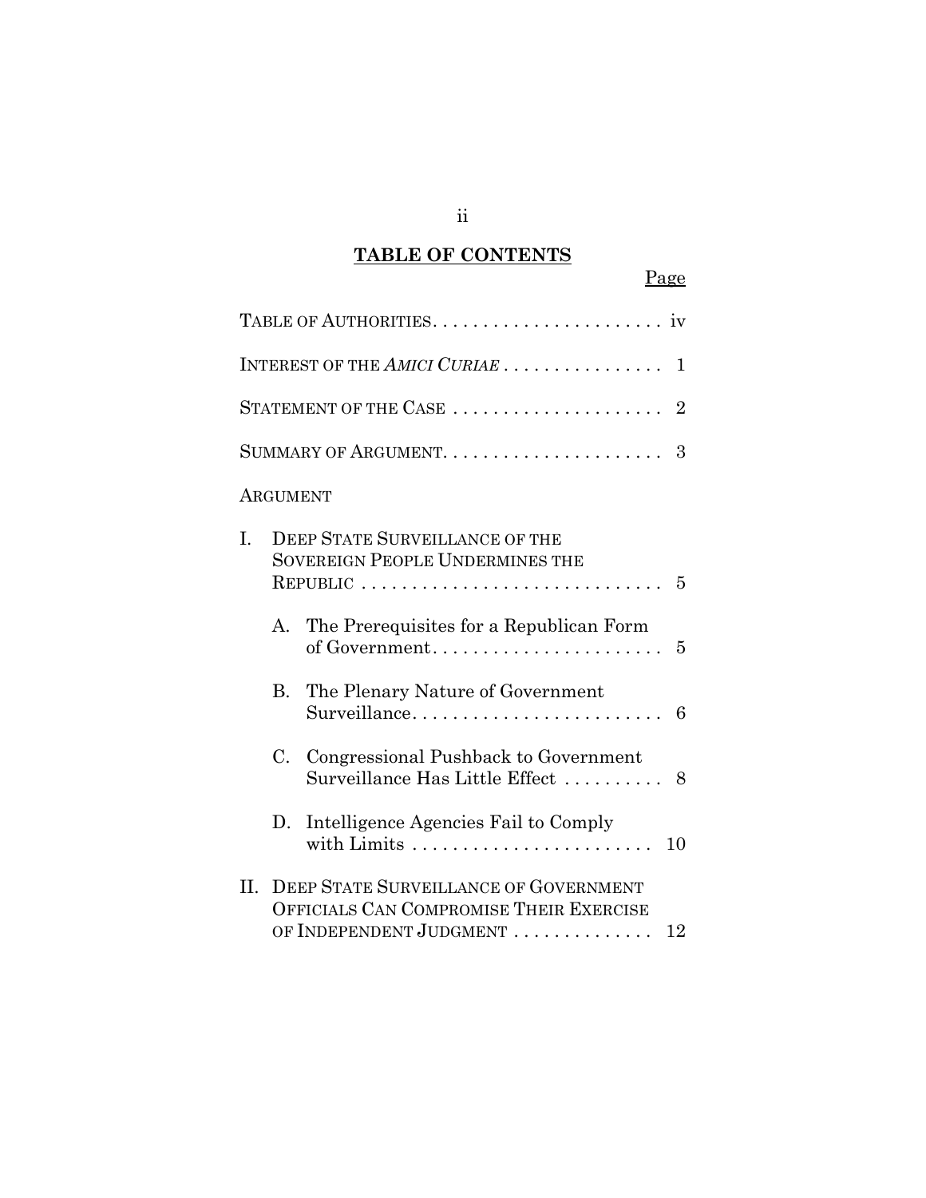## TABLE OF CONTENTS

Page

TABLE OF AUTHORITIES. . . . . . . . . . . . . . . . . . . . . . . iv

INTEREST OF THE *AMICI CURIAE* . . . . . . . . . . . . . . . . 1

STATEMENT OF THE CASE . . . . . . . . . . . . . . . . . . . . . 2

SUMMARY OF ARGUMENT. . . . . . . . . . . . . . . . . . . . . . 3

ARGUMENT

I. DEEP STATE SURVEILLANCE OF THE SOVEREIGN PEOPLE UNDERMINES THE REPUBLIC . . . . . . . . . . . . . . . . . . . . . . . . . . . . . . 5

   A. The Prerequisites for a Republican Form of Government. . . . . . . . . . . . . . . . . . . . . . . 5

   B. The Plenary Nature of Government Surveillance. . . . . . . . . . . . . . . . . . . . . . . . . . 6

   C. Congressional Pushback to Government Surveillance Has Little Effect . . . . . . . . . . 8

   D. Intelligence Agencies Fail to Comply with Limits . . . . . . . . . . . . . . . . . . . . . . . . 10

II. DEEP STATE SURVEILLANCE OF GOVERNMENT OFFICIALS CAN COMPROMISE THEIR EXERCISE OF INDEPENDENT JUDGMENT . . . . . . . . . . . . . . 12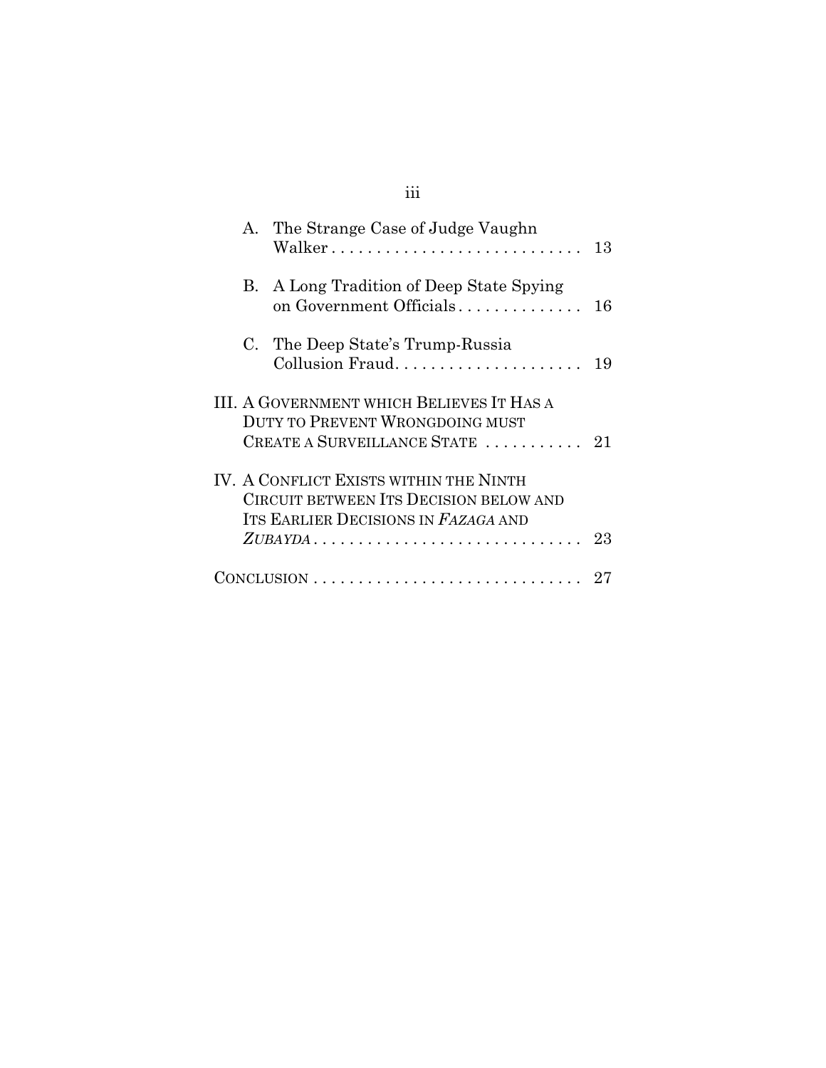A. The Strange Case of Judge Vaughn Walker . . . . . . . . . . . . . . . . . . . . . . . . . . . . 13

B. A Long Tradition of Deep State Spying on Government Officials . . . . . . . . . . . . . . 16

C. The Deep State's Trump-Russia Collusion Fraud . . . . . . . . . . . . . . . . . . . . . 19

III. A GOVERNMENT WHICH BELIEVES IT HAS A DUTY TO PREVENT WRONGDOING MUST CREATE A SURVEILLANCE STATE . . . . . . . . . . . 21

IV. A CONFLICT EXISTS WITHIN THE NINTH CIRCUIT BETWEEN ITS DECISION BELOW AND ITS EARLIER DECISIONS IN *FAZAGA* AND *ZUBAYDA* . . . . . . . . . . . . . . . . . . . . . . . . . . . . . . 23

CONCLUSION . . . . . . . . . . . . . . . . . . . . . . . . . . . . . . 27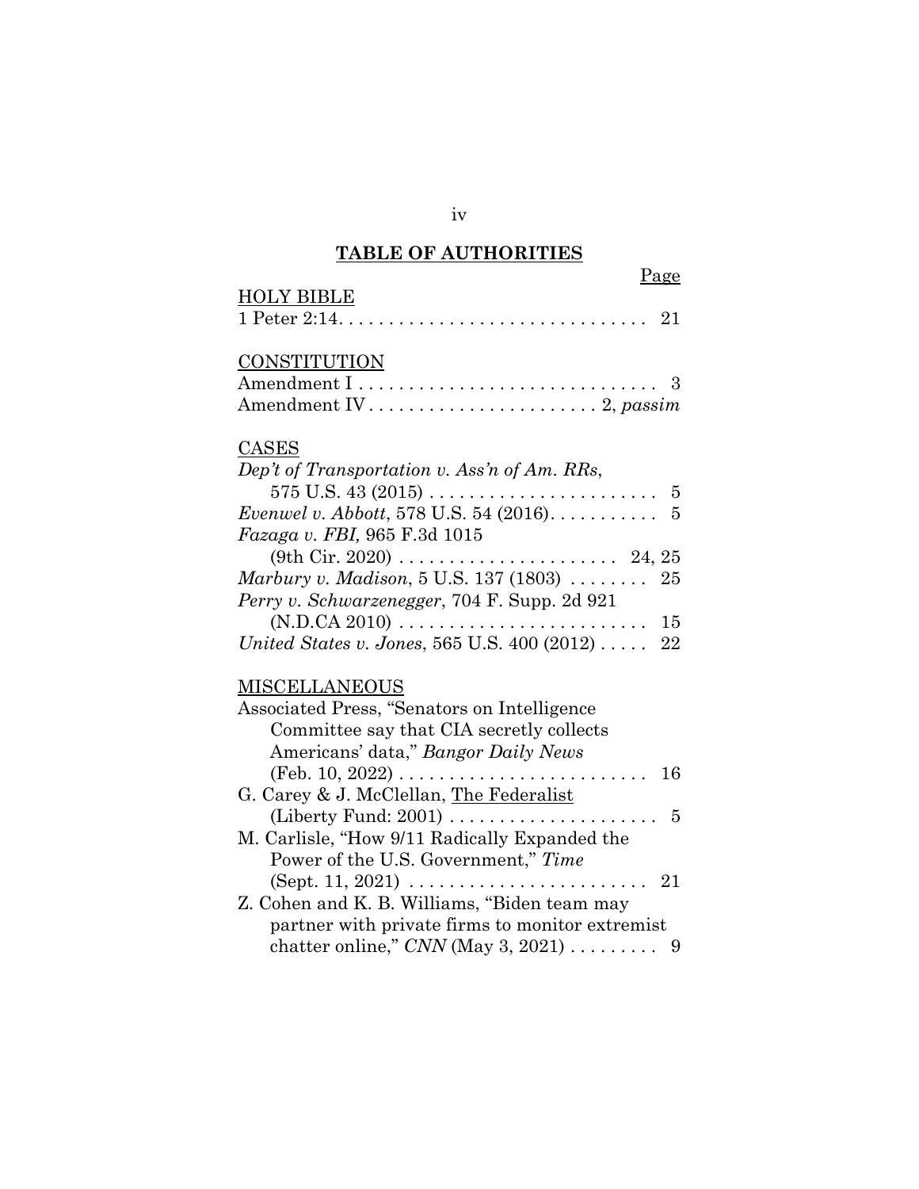# TABLE OF AUTHORITIES

Page

HOLY BIBLE

1 Peter 2:14. . . . . . . . . . . . . . . . . . . . . . . . . . . . . . 21

CONSTITUTION

Amendment I . . . . . . . . . . . . . . . . . . . . . . . . . . . . . . 3

Amendment IV . . . . . . . . . . . . . . . . . . . . . . . 2, *passim*

CASES

*Dep't of Transportation v. Ass'n of Am. RRs*, 575 U.S. 43 (2015) . . . . . . . . . . . . . . . . . . . . . . . . 5

*Evenwel v. Abbott*, 578 U.S. 54 (2016). . . . . . . . . . . 5

*Fazaga v. FBI,* 965 F.3d 1015 (9th Cir. 2020) . . . . . . . . . . . . . . . . . . . . . . 24, 25

*Marbury v. Madison*, 5 U.S. 137 (1803) . . . . . . . . 25

*Perry v. Schwarzenegger*, 704 F. Supp. 2d 921 (N.D.CA 2010) . . . . . . . . . . . . . . . . . . . . . . . . . 15

*United States v. Jones*, 565 U.S. 400 (2012) . . . . . 22

MISCELLANEOUS

Associated Press, "Senators on Intelligence Committee say that CIA secretly collects Americans' data," *Bangor Daily News* (Feb. 10, 2022) . . . . . . . . . . . . . . . . . . . . . . . . . 16

G. Carey & J. McClellan, The Federalist (Liberty Fund: 2001) . . . . . . . . . . . . . . . . . . . . . . 5

M. Carlisle, "How 9/11 Radically Expanded the Power of the U.S. Government," *Time* (Sept. 11, 2021) . . . . . . . . . . . . . . . . . . . . . . . . 21

Z. Cohen and K. B. Williams, "Biden team may partner with private firms to monitor extremist chatter online," *CNN* (May 3, 2021) . . . . . . . . . 9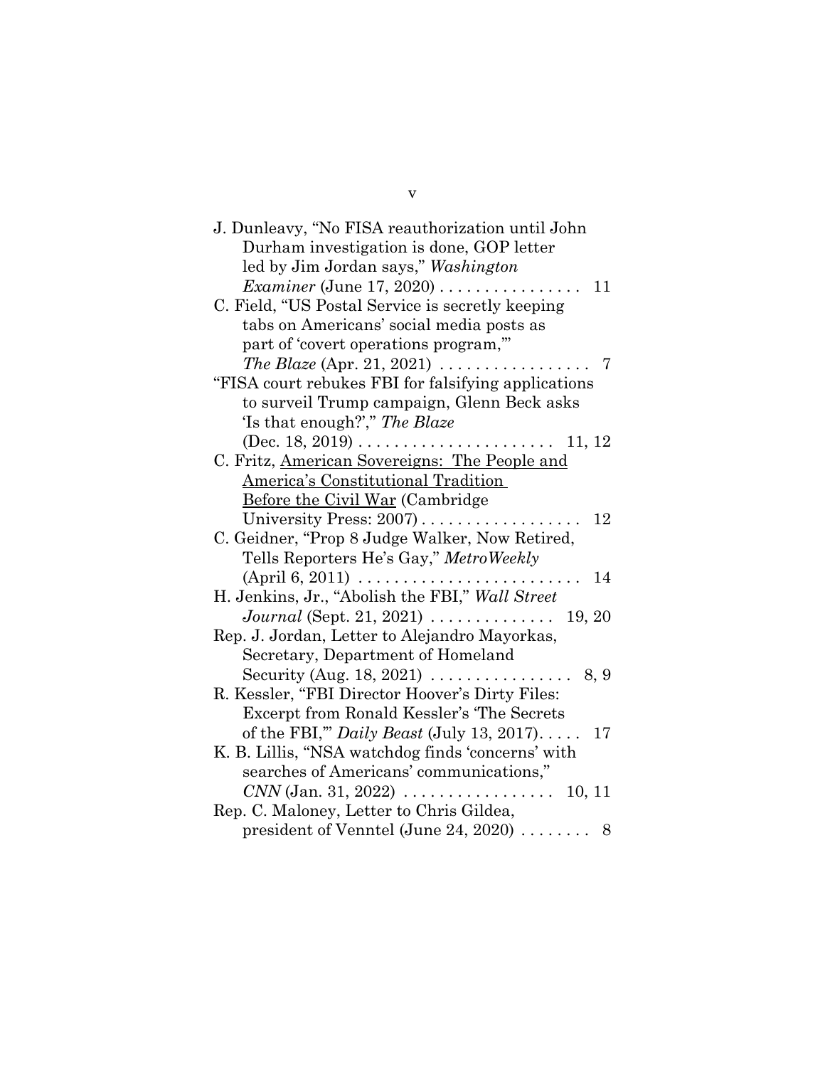J. Dunleavy, "No FISA reauthorization until John Durham investigation is done, GOP letter led by Jim Jordan says," *Washington Examiner* (June 17, 2020) . . . . . . . . . . . . . . . . 11

C. Field, "US Postal Service is secretly keeping tabs on Americans' social media posts as part of 'covert operations program,'" *The Blaze* (Apr. 21, 2021) . . . . . . . . . . . . . . . . . 7

"FISA court rebukes FBI for falsifying applications to surveil Trump campaign, Glenn Beck asks 'Is that enough?'," *The Blaze* (Dec. 18, 2019) . . . . . . . . . . . . . . . . . . . . . . 11, 12

C. Fritz, American Sovereigns: The People and America's Constitutional Tradition Before the Civil War (Cambridge University Press: 2007) . . . . . . . . . . . . . . . . . . 12

C. Geidner, "Prop 8 Judge Walker, Now Retired, Tells Reporters He's Gay," *MetroWeekly* (April 6, 2011) . . . . . . . . . . . . . . . . . . . . . . . . . 14

H. Jenkins, Jr., "Abolish the FBI," *Wall Street Journal* (Sept. 21, 2021) . . . . . . . . . . . . . . 19, 20

Rep. J. Jordan, Letter to Alejandro Mayorkas, Secretary, Department of Homeland Security (Aug. 18, 2021) . . . . . . . . . . . . . . . . 8, 9

R. Kessler, "FBI Director Hoover's Dirty Files: Excerpt from Ronald Kessler's 'The Secrets of the FBI,'" *Daily Beast* (July 13, 2017). . . . . 17

K. B. Lillis, "NSA watchdog finds 'concerns' with searches of Americans' communications," *CNN* (Jan. 31, 2022) . . . . . . . . . . . . . . . . . 10, 11

Rep. C. Maloney, Letter to Chris Gildea, president of Venntel (June 24, 2020) . . . . . . . . 8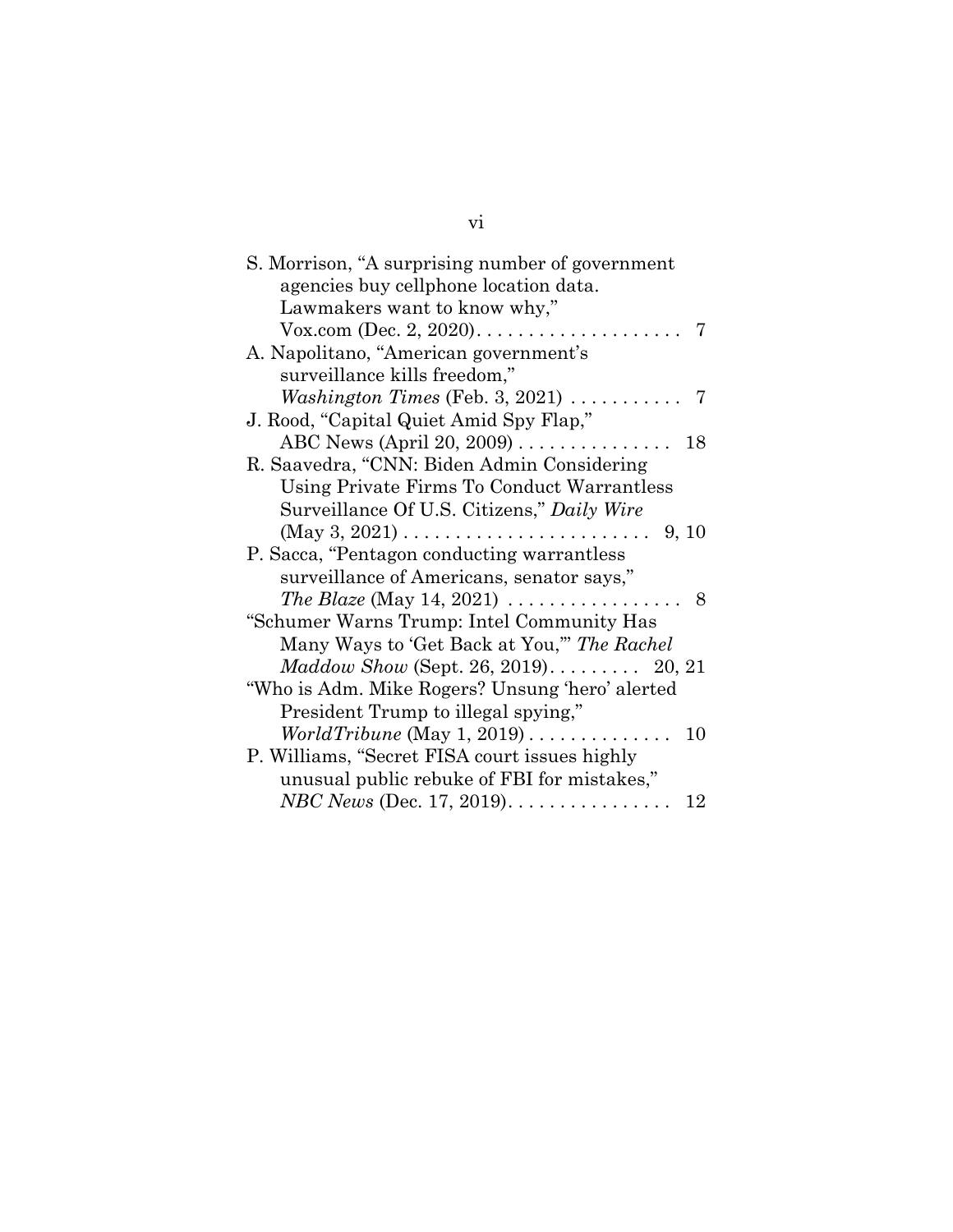S. Morrison, "A surprising number of government agencies buy cellphone location data. Lawmakers want to know why," Vox.com (Dec. 2, 2020). . . . . . . . . . . . . . . . . . . . 7

A. Napolitano, "American government's surveillance kills freedom," *Washington Times* (Feb. 3, 2021) . . . . . . . . . . . 7

J. Rood, "Capital Quiet Amid Spy Flap," ABC News (April 20, 2009) . . . . . . . . . . . . . . . 18

R. Saavedra, "CNN: Biden Admin Considering Using Private Firms To Conduct Warrantless Surveillance Of U.S. Citizens," *Daily Wire* (May 3, 2021) . . . . . . . . . . . . . . . . . . . . . . . . 9, 10

P. Sacca, "Pentagon conducting warrantless surveillance of Americans, senator says," *The Blaze* (May 14, 2021) . . . . . . . . . . . . . . . . . 8

"Schumer Warns Trump: Intel Community Has Many Ways to 'Get Back at You,'" *The Rachel Maddow Show* (Sept. 26, 2019). . . . . . . . . 20, 21

"Who is Adm. Mike Rogers? Unsung 'hero' alerted President Trump to illegal spying," *WorldTribune* (May 1, 2019) . . . . . . . . . . . . . . 10

P. Williams, "Secret FISA court issues highly unusual public rebuke of FBI for mistakes," *NBC News* (Dec. 17, 2019). . . . . . . . . . . . . . . . 12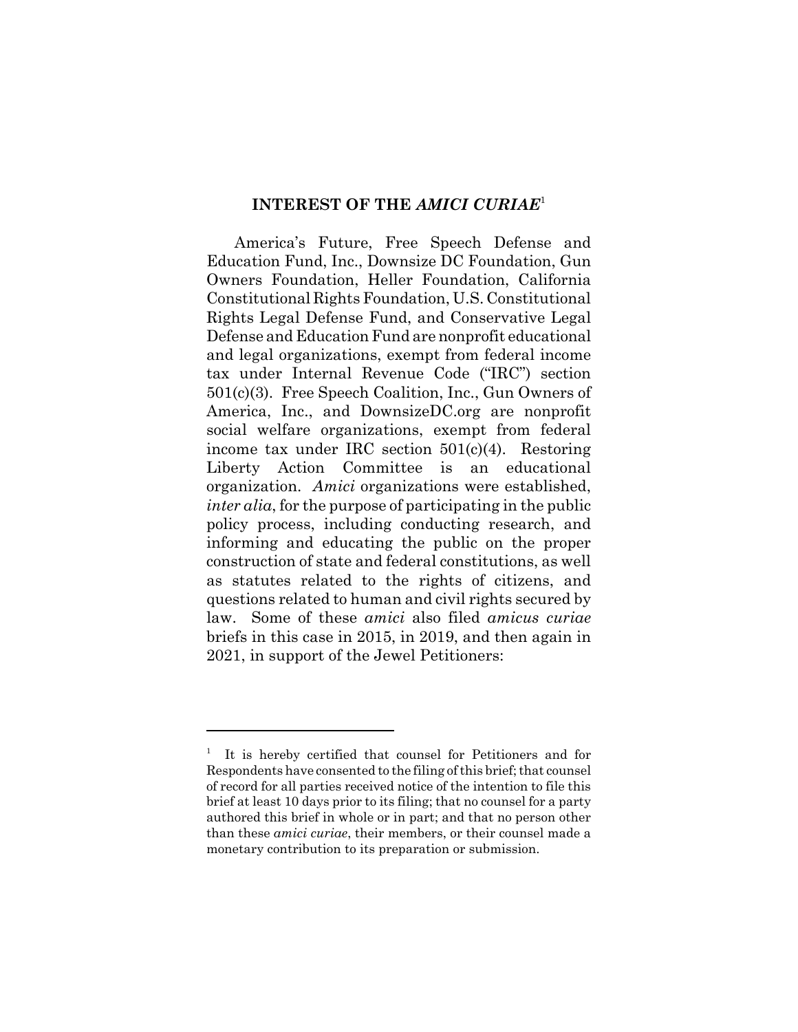## INTEREST OF THE *AMICI CURIAE*[1]

America's Future, Free Speech Defense and Education Fund, Inc., Downsize DC Foundation, Gun Owners Foundation, Heller Foundation, California Constitutional Rights Foundation, U.S. Constitutional Rights Legal Defense Fund, and Conservative Legal Defense and Education Fund are nonprofit educational and legal organizations, exempt from federal income tax under Internal Revenue Code ("IRC") section 501(c)(3). Free Speech Coalition, Inc., Gun Owners of America, Inc., and DownsizeDC.org are nonprofit social welfare organizations, exempt from federal income tax under IRC section 501(c)(4). Restoring Liberty Action Committee is an educational organization. *Amici* organizations were established, *inter alia*, for the purpose of participating in the public policy process, including conducting research, and informing and educating the public on the proper construction of state and federal constitutions, as well as statutes related to the rights of citizens, and questions related to human and civil rights secured by law. Some of these *amici* also filed *amicus curiae* briefs in this case in 2015, in 2019, and then again in 2021, in support of the Jewel Petitioners:

---

[1] It is hereby certified that counsel for Petitioners and for Respondents have consented to the filing of this brief; that counsel of record for all parties received notice of the intention to file this brief at least 10 days prior to its filing; that no counsel for a party authored this brief in whole or in part; and that no person other than these *amici curiae*, their members, or their counsel made a monetary contribution to its preparation or submission.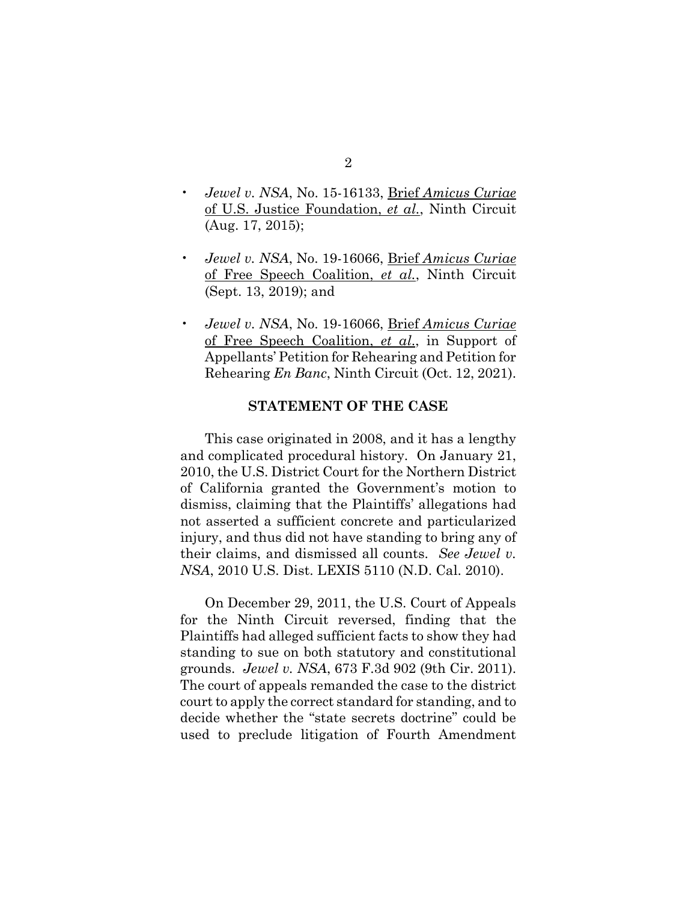- *Jewel v. NSA*, No. 15-16133, Brief *Amicus Curiae* of U.S. Justice Foundation, *et al.*, Ninth Circuit (Aug. 17, 2015);
- *Jewel v. NSA*, No. 19-16066, Brief *Amicus Curiae* of Free Speech Coalition, *et al.*, Ninth Circuit (Sept. 13, 2019); and
- *Jewel v. NSA*, No. 19-16066, Brief *Amicus Curiae* of Free Speech Coalition, *et al.*, in Support of Appellants' Petition for Rehearing and Petition for Rehearing *En Banc*, Ninth Circuit (Oct. 12, 2021).

## STATEMENT OF THE CASE

This case originated in 2008, and it has a lengthy and complicated procedural history. On January 21, 2010, the U.S. District Court for the Northern District of California granted the Government's motion to dismiss, claiming that the Plaintiffs' allegations had not asserted a sufficient concrete and particularized injury, and thus did not have standing to bring any of their claims, and dismissed all counts. *See Jewel v. NSA*, 2010 U.S. Dist. LEXIS 5110 (N.D. Cal. 2010).

On December 29, 2011, the U.S. Court of Appeals for the Ninth Circuit reversed, finding that the Plaintiffs had alleged sufficient facts to show they had standing to sue on both statutory and constitutional grounds. *Jewel v. NSA*, 673 F.3d 902 (9th Cir. 2011). The court of appeals remanded the case to the district court to apply the correct standard for standing, and to decide whether the "state secrets doctrine" could be used to preclude litigation of Fourth Amendment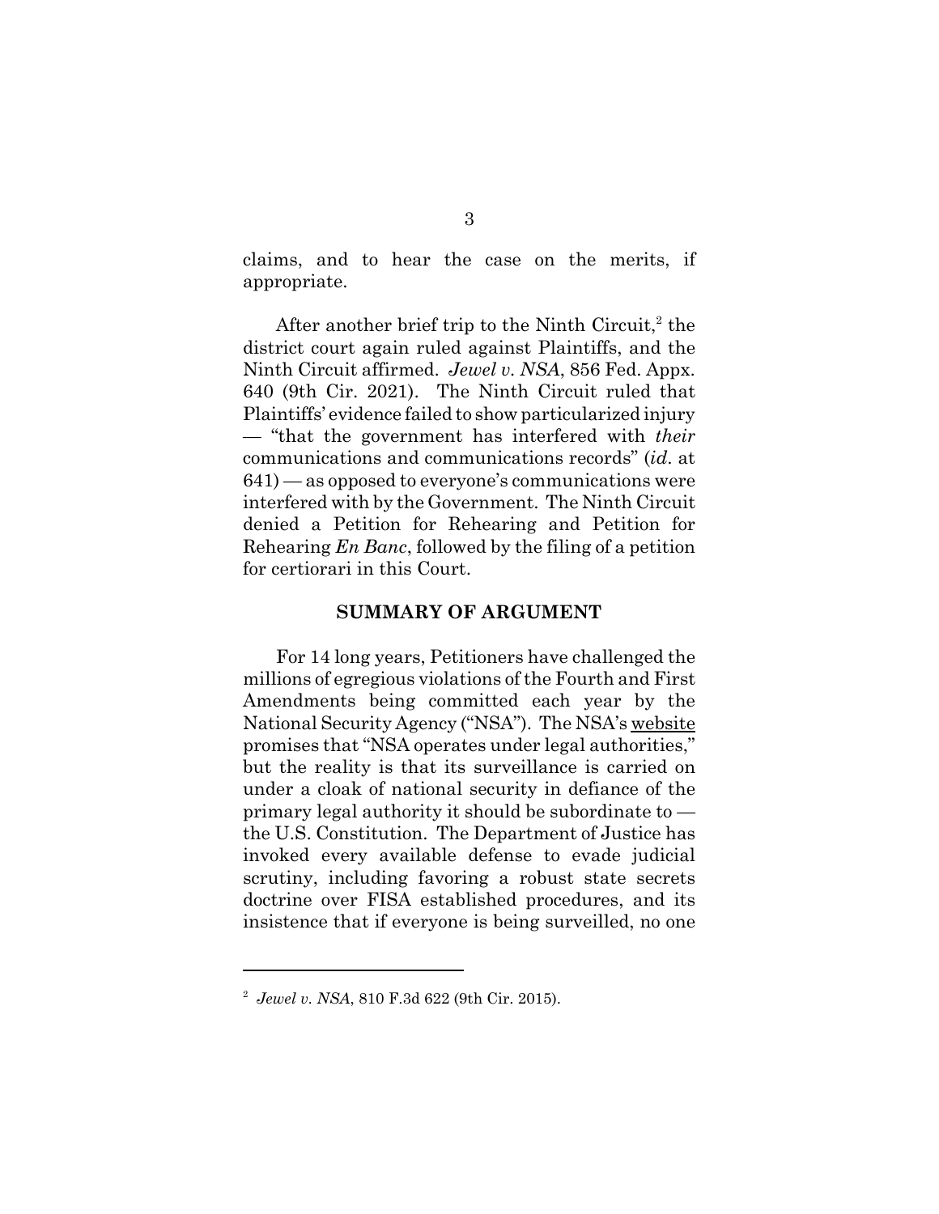claims, and to hear the case on the merits, if appropriate.

After another brief trip to the Ninth Circuit,[2] the district court again ruled against Plaintiffs, and the Ninth Circuit affirmed. *Jewel v. NSA*, 856 Fed. Appx. 640 (9th Cir. 2021). The Ninth Circuit ruled that Plaintiffs' evidence failed to show particularized injury — "that the government has interfered with *their* communications and communications records" (*id*. at 641) — as opposed to everyone's communications were interfered with by the Government. The Ninth Circuit denied a Petition for Rehearing and Petition for Rehearing *En Banc*, followed by the filing of a petition for certiorari in this Court.

## SUMMARY OF ARGUMENT

For 14 long years, Petitioners have challenged the millions of egregious violations of the Fourth and First Amendments being committed each year by the National Security Agency ("NSA"). The NSA's website promises that "NSA operates under legal authorities," but the reality is that its surveillance is carried on under a cloak of national security in defiance of the primary legal authority it should be subordinate to — the U.S. Constitution. The Department of Justice has invoked every available defense to evade judicial scrutiny, including favoring a robust state secrets doctrine over FISA established procedures, and its insistence that if everyone is being surveilled, no one

---

[2] *Jewel v. NSA*, 810 F.3d 622 (9th Cir. 2015).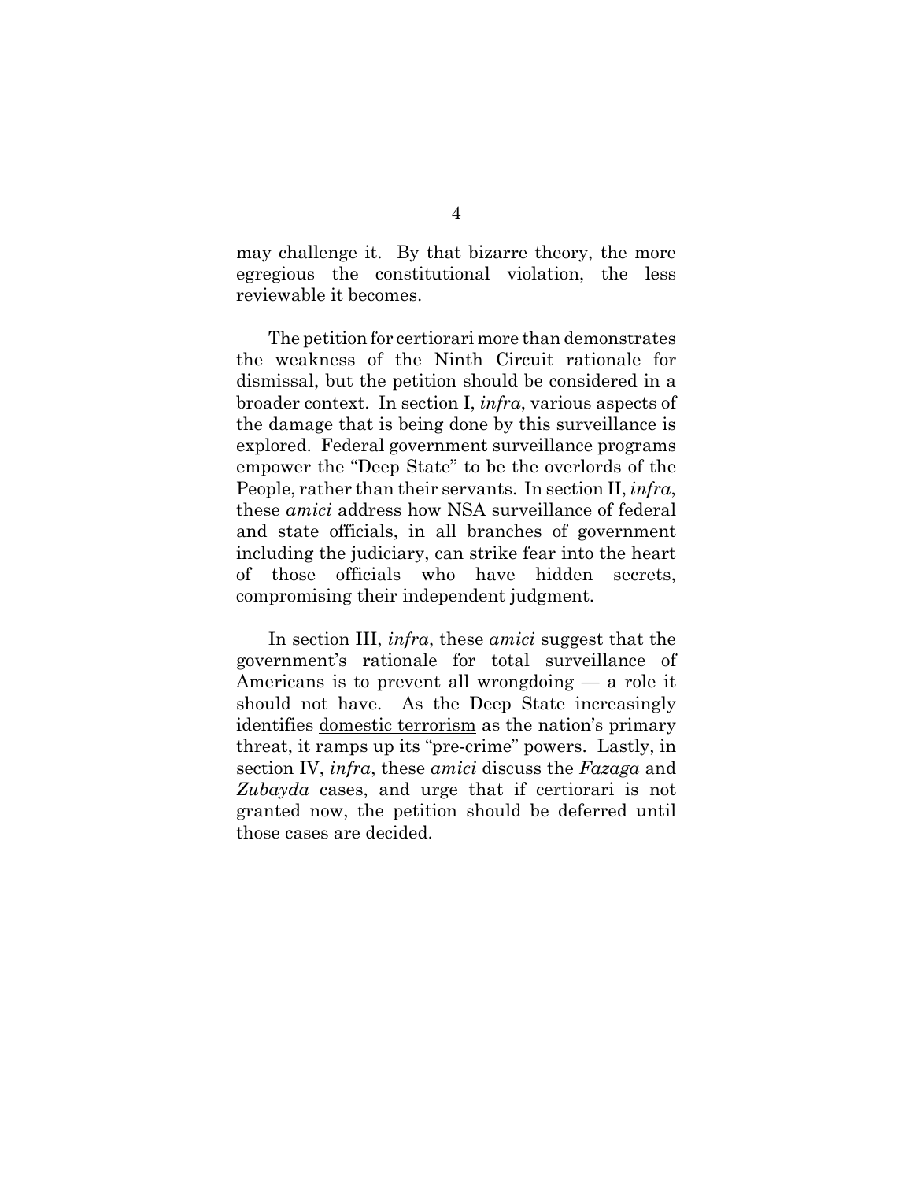may challenge it. By that bizarre theory, the more egregious the constitutional violation, the less reviewable it becomes.

The petition for certiorari more than demonstrates the weakness of the Ninth Circuit rationale for dismissal, but the petition should be considered in a broader context. In section I, *infra*, various aspects of the damage that is being done by this surveillance is explored. Federal government surveillance programs empower the "Deep State" to be the overlords of the People, rather than their servants. In section II, *infra*, these *amici* address how NSA surveillance of federal and state officials, in all branches of government including the judiciary, can strike fear into the heart of those officials who have hidden secrets, compromising their independent judgment.

In section III, *infra*, these *amici* suggest that the government's rationale for total surveillance of Americans is to prevent all wrongdoing — a role it should not have. As the Deep State increasingly identifies domestic terrorism as the nation's primary threat, it ramps up its "pre-crime" powers. Lastly, in section IV, *infra*, these *amici* discuss the *Fazaga* and *Zubayda* cases, and urge that if certiorari is not granted now, the petition should be deferred until those cases are decided.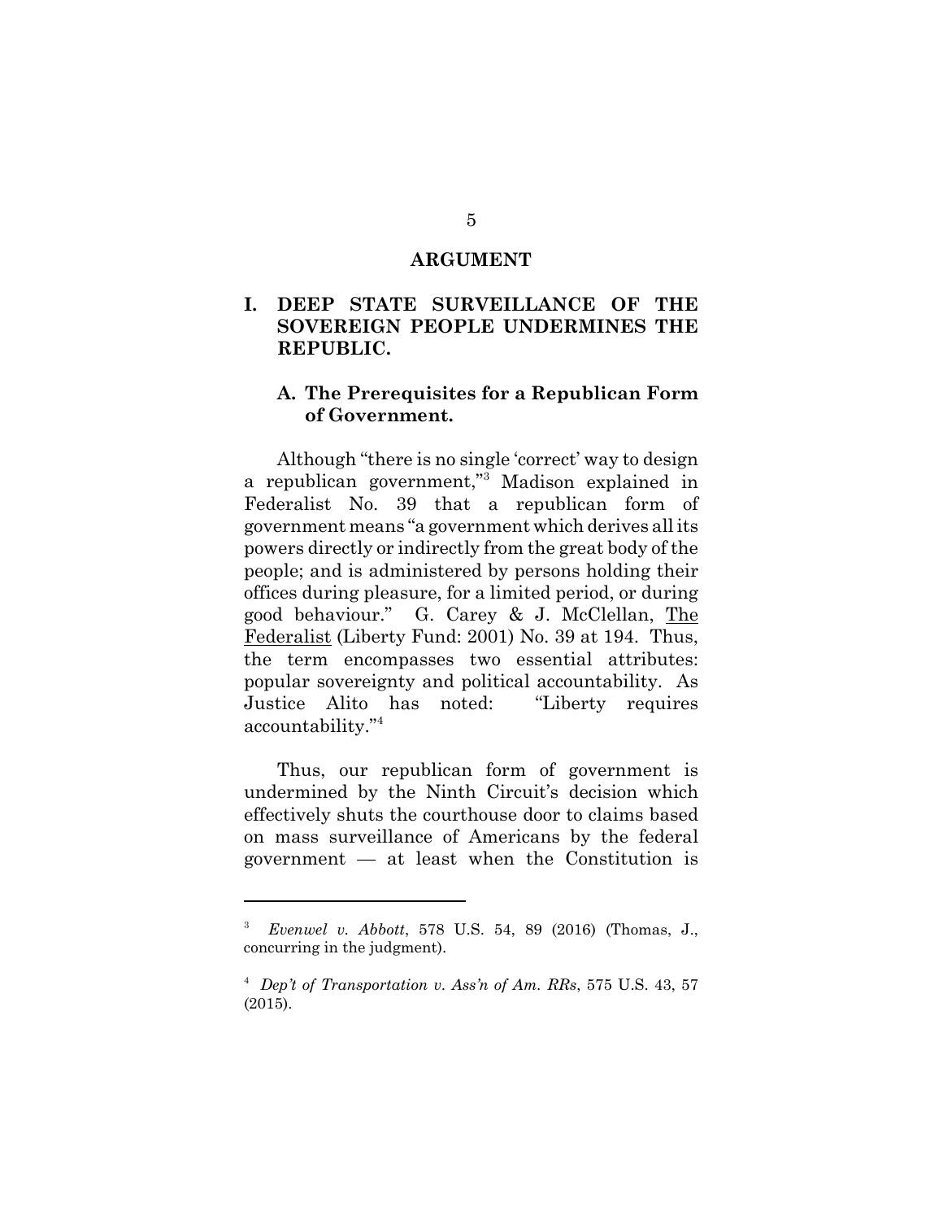# ARGUMENT

## I. DEEP STATE SURVEILLANCE OF THE SOVEREIGN PEOPLE UNDERMINES THE REPUBLIC.

### A. The Prerequisites for a Republican Form of Government.

Although "there is no single 'correct' way to design a republican government,"[3] Madison explained in Federalist No. 39 that a republican form of government means "a government which derives all its powers directly or indirectly from the great body of the people; and is administered by persons holding their offices during pleasure, for a limited period, or during good behaviour." G. Carey & J. McClellan, The Federalist (Liberty Fund: 2001) No. 39 at 194. Thus, the term encompasses two essential attributes: popular sovereignty and political accountability. As Justice Alito has noted: "Liberty requires accountability."[4]

Thus, our republican form of government is undermined by the Ninth Circuit's decision which effectively shuts the courthouse door to claims based on mass surveillance of Americans by the federal government — at least when the Constitution is

---

[3] *Evenwel v. Abbott*, 578 U.S. 54, 89 (2016) (Thomas, J., concurring in the judgment).

[4] *Dep't of Transportation v. Ass'n of Am. RRs*, 575 U.S. 43, 57 (2015).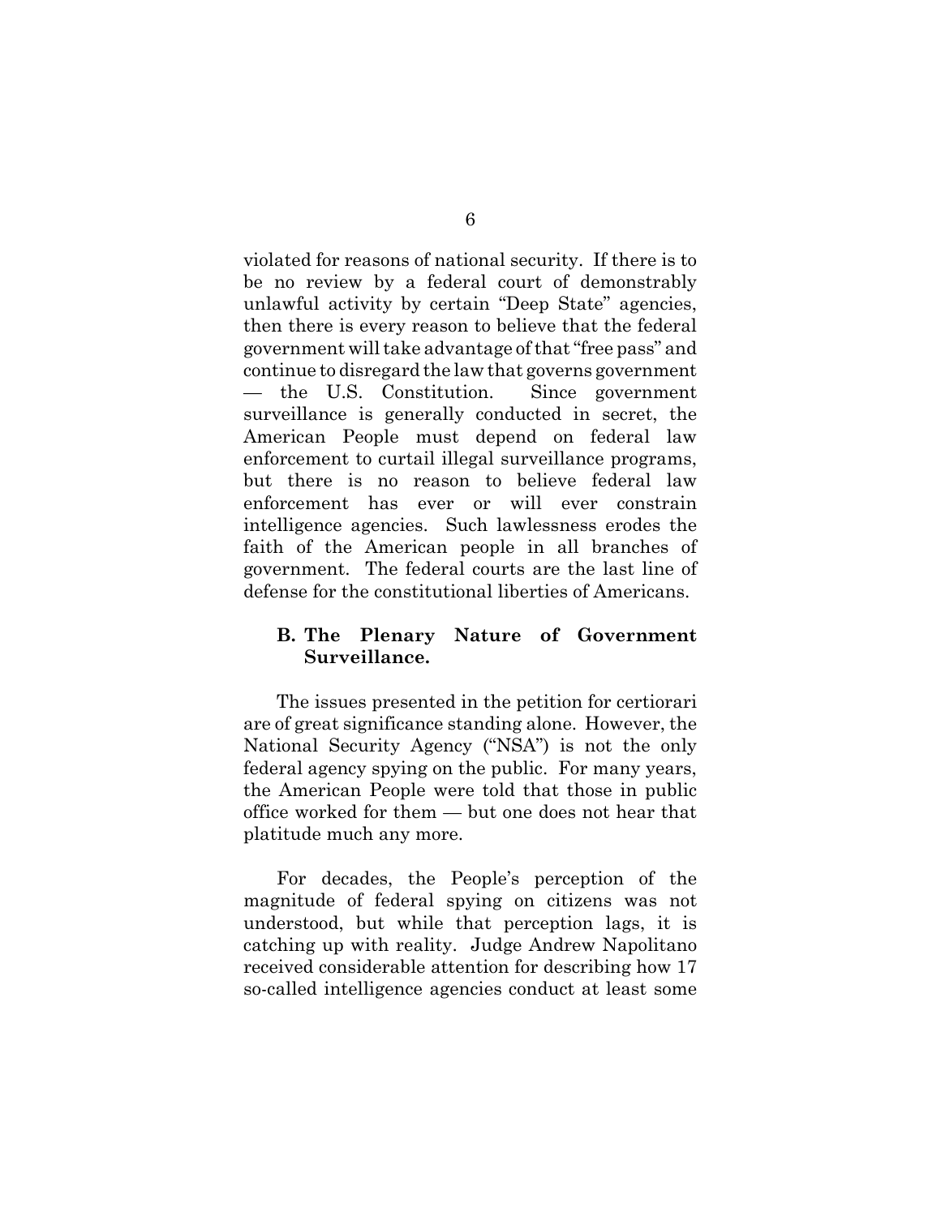violated for reasons of national security. If there is to be no review by a federal court of demonstrably unlawful activity by certain "Deep State" agencies, then there is every reason to believe that the federal government will take advantage of that "free pass" and continue to disregard the law that governs government — the U.S. Constitution. Since government surveillance is generally conducted in secret, the American People must depend on federal law enforcement to curtail illegal surveillance programs, but there is no reason to believe federal law enforcement has ever or will ever constrain intelligence agencies. Such lawlessness erodes the faith of the American people in all branches of government. The federal courts are the last line of defense for the constitutional liberties of Americans.

### B. The Plenary Nature of Government Surveillance.

The issues presented in the petition for certiorari are of great significance standing alone. However, the National Security Agency ("NSA") is not the only federal agency spying on the public. For many years, the American People were told that those in public office worked for them — but one does not hear that platitude much any more.

For decades, the People's perception of the magnitude of federal spying on citizens was not understood, but while that perception lags, it is catching up with reality. Judge Andrew Napolitano received considerable attention for describing how 17 so-called intelligence agencies conduct at least some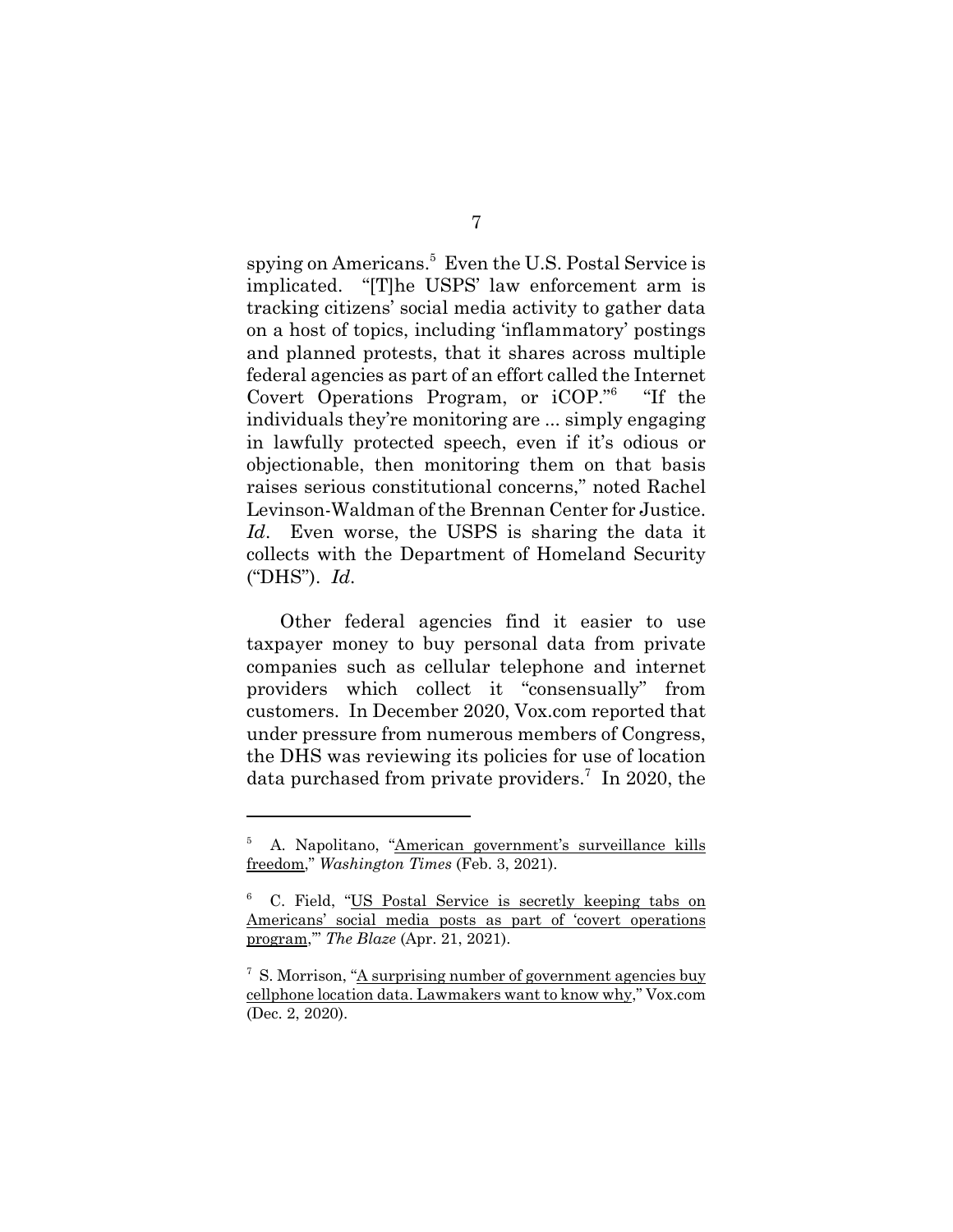spying on Americans.[5] Even the U.S. Postal Service is implicated. "[T]he USPS' law enforcement arm is tracking citizens' social media activity to gather data on a host of topics, including 'inflammatory' postings and planned protests, that it shares across multiple federal agencies as part of an effort called the Internet Covert Operations Program, or iCOP."[6] "If the individuals they're monitoring are ... simply engaging in lawfully protected speech, even if it's odious or objectionable, then monitoring them on that basis raises serious constitutional concerns," noted Rachel Levinson-Waldman of the Brennan Center for Justice. *Id*. Even worse, the USPS is sharing the data it collects with the Department of Homeland Security ("DHS"). *Id*.

Other federal agencies find it easier to use taxpayer money to buy personal data from private companies such as cellular telephone and internet providers which collect it "consensually" from customers. In December 2020, Vox.com reported that under pressure from numerous members of Congress, the DHS was reviewing its policies for use of location data purchased from private providers.[7] In 2020, the

---

[5] A. Napolitano, "American government's surveillance kills freedom," *Washington Times* (Feb. 3, 2021).

[6] C. Field, "US Postal Service is secretly keeping tabs on Americans' social media posts as part of 'covert operations program,'" *The Blaze* (Apr. 21, 2021).

[7] S. Morrison, "A surprising number of government agencies buy cellphone location data. Lawmakers want to know why," Vox.com (Dec. 2, 2020).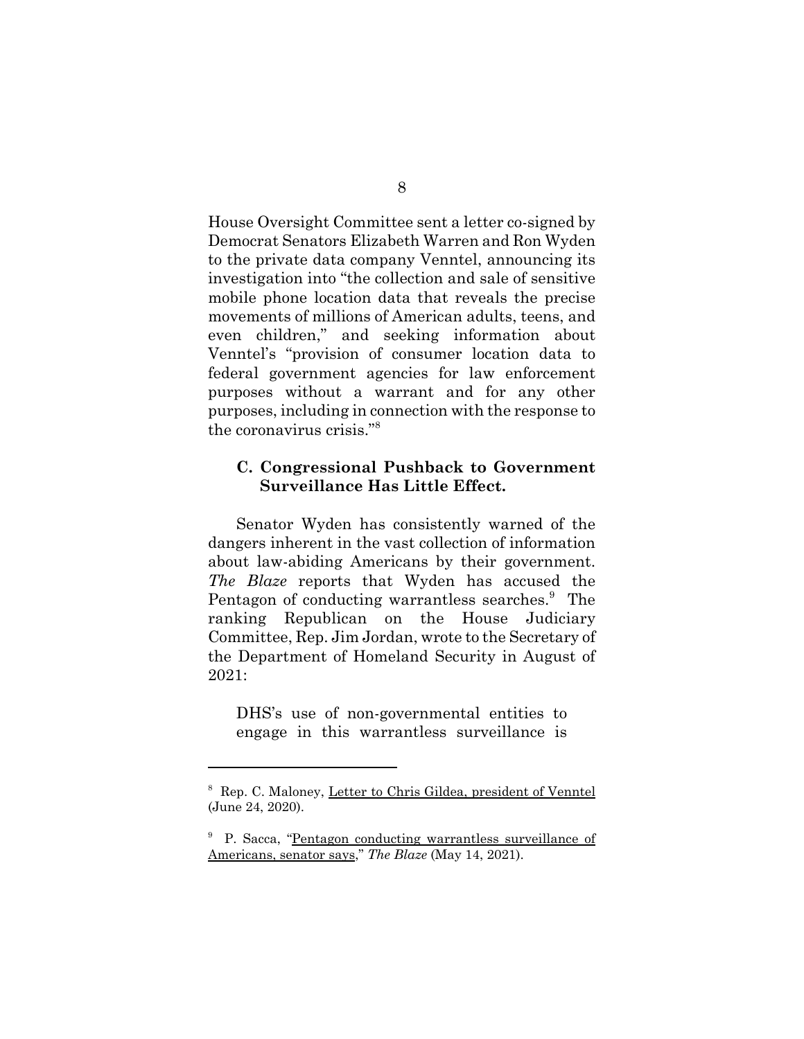House Oversight Committee sent a letter co-signed by Democrat Senators Elizabeth Warren and Ron Wyden to the private data company Venntel, announcing its investigation into "the collection and sale of sensitive mobile phone location data that reveals the precise movements of millions of American adults, teens, and even children," and seeking information about Venntel's "provision of consumer location data to federal government agencies for law enforcement purposes without a warrant and for any other purposes, including in connection with the response to the coronavirus crisis."[8]

### C. Congressional Pushback to Government Surveillance Has Little Effect.

Senator Wyden has consistently warned of the dangers inherent in the vast collection of information about law-abiding Americans by their government. *The Blaze* reports that Wyden has accused the Pentagon of conducting warrantless searches.[9] The ranking Republican on the House Judiciary Committee, Rep. Jim Jordan, wrote to the Secretary of the Department of Homeland Security in August of 2021:

> DHS's use of non-governmental entities to engage in this warrantless surveillance is

---

[8] Rep. C. Maloney, Letter to Chris Gildea, president of Venntel (June 24, 2020).

[9] P. Sacca, "Pentagon conducting warrantless surveillance of Americans, senator says," *The Blaze* (May 14, 2021).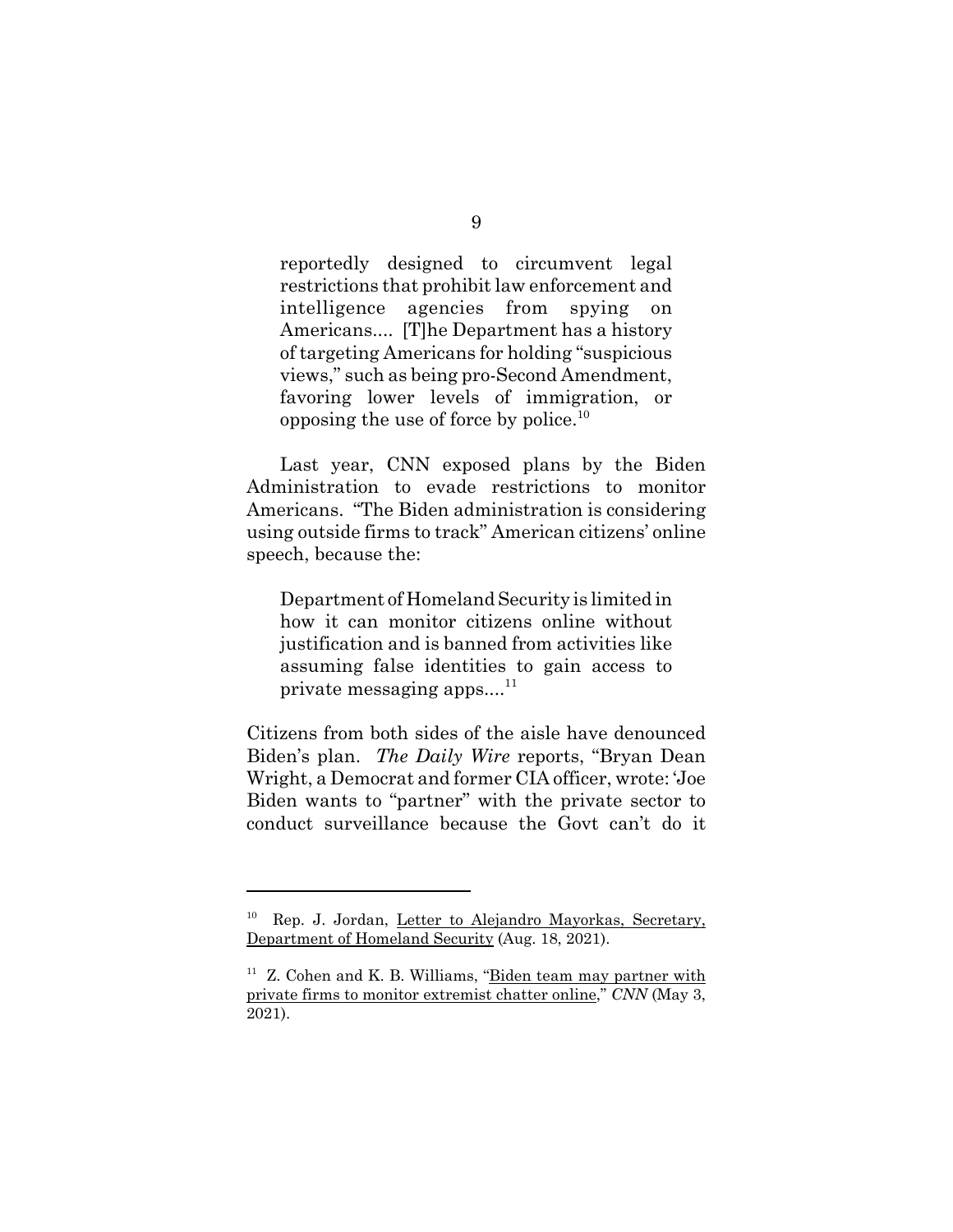> reportedly designed to circumvent legal restrictions that prohibit law enforcement and intelligence agencies from spying on Americans.... [T]he Department has a history of targeting Americans for holding "suspicious views," such as being pro-Second Amendment, favoring lower levels of immigration, or opposing the use of force by police.[10]

Last year, CNN exposed plans by the Biden Administration to evade restrictions to monitor Americans. "The Biden administration is considering using outside firms to track" American citizens' online speech, because the:

> Department of Homeland Security is limited in how it can monitor citizens online without justification and is banned from activities like assuming false identities to gain access to private messaging apps....[11]

Citizens from both sides of the aisle have denounced Biden's plan. *The Daily Wire* reports, "Bryan Dean Wright, a Democrat and former CIA officer, wrote: 'Joe Biden wants to "partner" with the private sector to conduct surveillance because the Govt can't do it

---

[10] Rep. J. Jordan, Letter to Alejandro Mayorkas, Secretary, Department of Homeland Security (Aug. 18, 2021).

[11] Z. Cohen and K. B. Williams, "Biden team may partner with private firms to monitor extremist chatter online," *CNN* (May 3, 2021).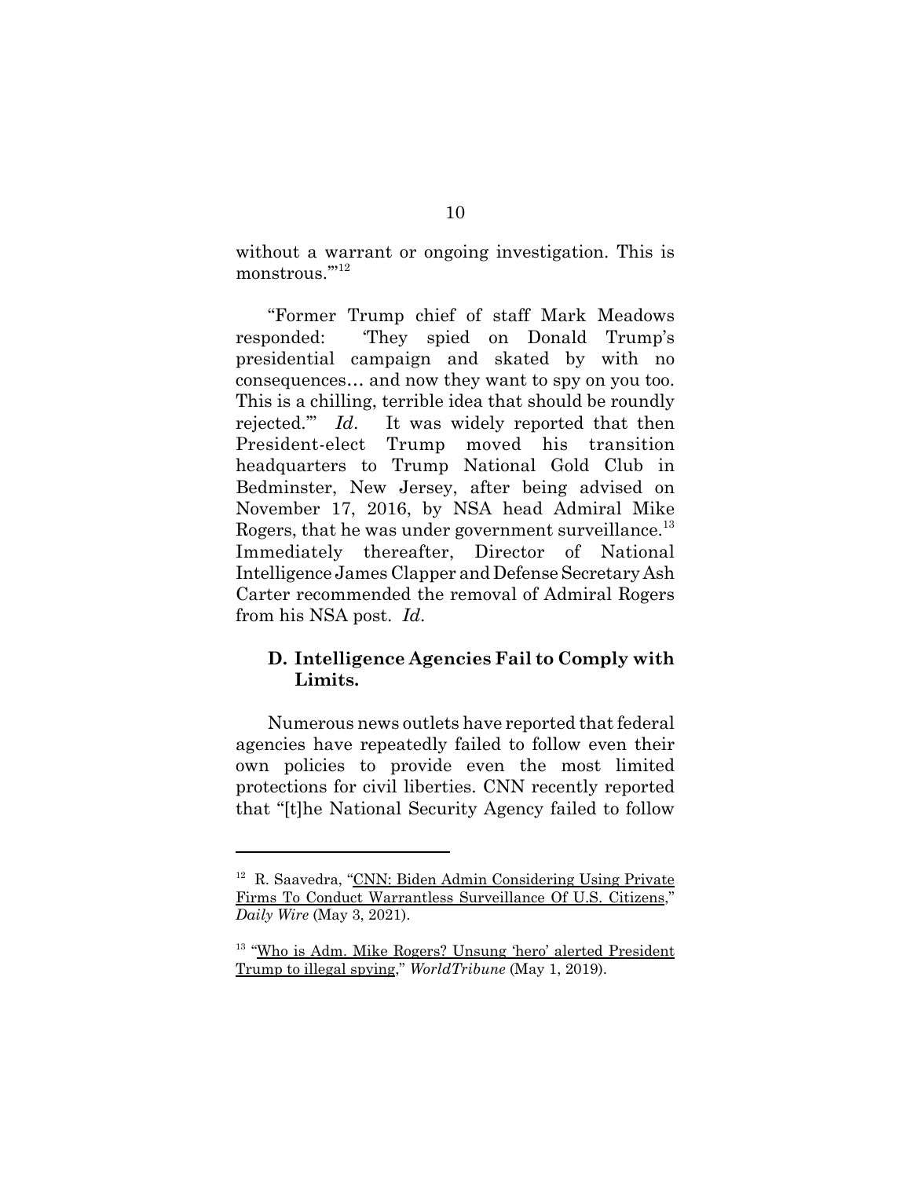without a warrant or ongoing investigation. This is monstrous.'"[12]

"Former Trump chief of staff Mark Meadows responded: 'They spied on Donald Trump's presidential campaign and skated by with no consequences… and now they want to spy on you too. This is a chilling, terrible idea that should be roundly rejected.'" *Id*. It was widely reported that then President-elect Trump moved his transition headquarters to Trump National Gold Club in Bedminster, New Jersey, after being advised on November 17, 2016, by NSA head Admiral Mike Rogers, that he was under government surveillance.[13] Immediately thereafter, Director of National Intelligence James Clapper and Defense Secretary Ash Carter recommended the removal of Admiral Rogers from his NSA post. *Id*.

### D. Intelligence Agencies Fail to Comply with Limits.

Numerous news outlets have reported that federal agencies have repeatedly failed to follow even their own policies to provide even the most limited protections for civil liberties. CNN recently reported that "[t]he National Security Agency failed to follow

---

[12] R. Saavedra, "CNN: Biden Admin Considering Using Private Firms To Conduct Warrantless Surveillance Of U.S. Citizens," *Daily Wire* (May 3, 2021).

[13] "Who is Adm. Mike Rogers? Unsung 'hero' alerted President Trump to illegal spying," *WorldTribune* (May 1, 2019).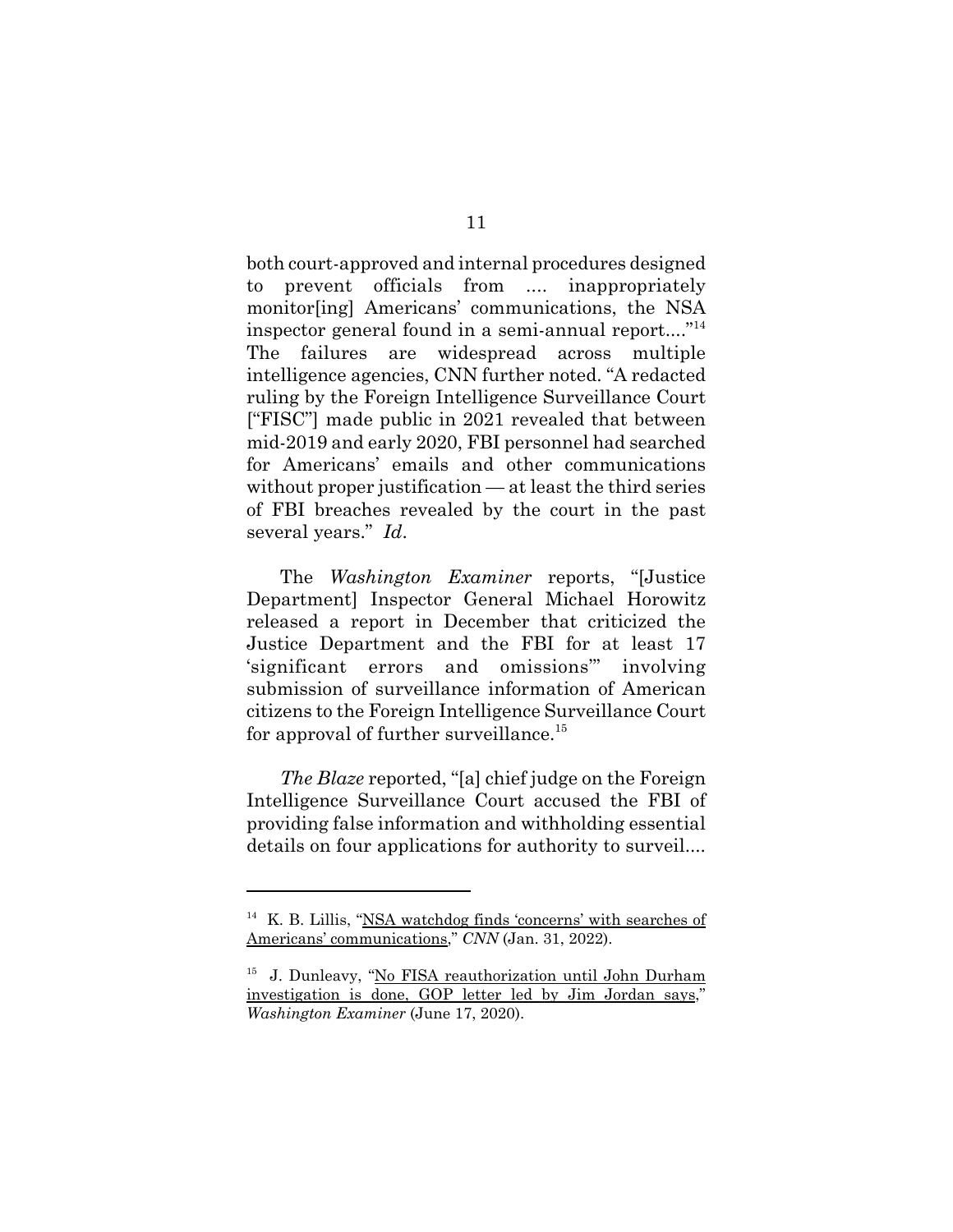both court-approved and internal procedures designed to prevent officials from .... inappropriately monitor[ing] Americans' communications, the NSA inspector general found in a semi-annual report...."[14] The failures are widespread across multiple intelligence agencies, CNN further noted. "A redacted ruling by the Foreign Intelligence Surveillance Court ["FISC"] made public in 2021 revealed that between mid-2019 and early 2020, FBI personnel had searched for Americans' emails and other communications without proper justification — at least the third series of FBI breaches revealed by the court in the past several years." *Id*.

The *Washington Examiner* reports, "[Justice Department] Inspector General Michael Horowitz released a report in December that criticized the Justice Department and the FBI for at least 17 'significant errors and omissions'" involving submission of surveillance information of American citizens to the Foreign Intelligence Surveillance Court for approval of further surveillance.[15]

*The Blaze* reported, "[a] chief judge on the Foreign Intelligence Surveillance Court accused the FBI of providing false information and withholding essential details on four applications for authority to surveil....

---

[14] K. B. Lillis, "NSA watchdog finds 'concerns' with searches of Americans' communications," *CNN* (Jan. 31, 2022).

[15] J. Dunleavy, "No FISA reauthorization until John Durham investigation is done, GOP letter led by Jim Jordan says," *Washington Examiner* (June 17, 2020).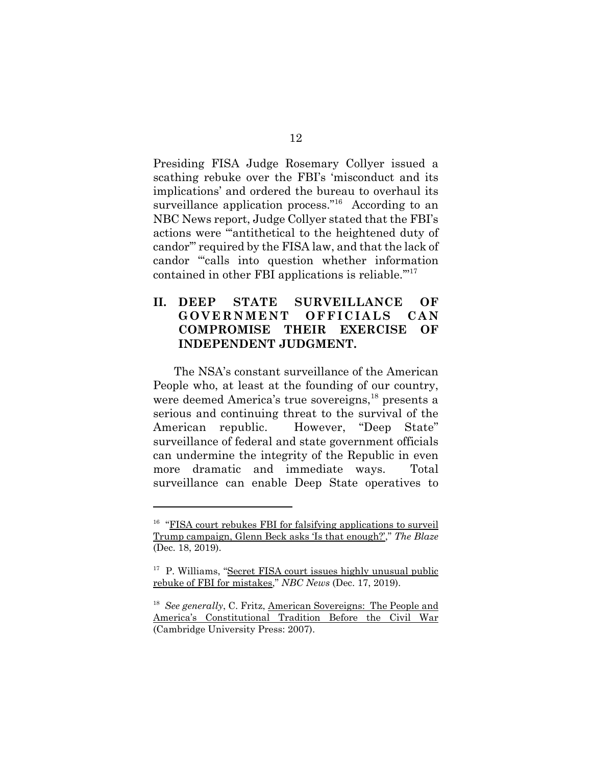Presiding FISA Judge Rosemary Collyer issued a scathing rebuke over the FBI's 'misconduct and its implications' and ordered the bureau to overhaul its surveillance application process."[16] According to an NBC News report, Judge Collyer stated that the FBI's actions were "'antithetical to the heightened duty of candor'" required by the FISA law, and that the lack of candor "'calls into question whether information contained in other FBI applications is reliable.'"[17]

## II. DEEP STATE SURVEILLANCE OF GOVERNMENT OFFICIALS CAN COMPROMISE THEIR EXERCISE OF INDEPENDENT JUDGMENT.

The NSA's constant surveillance of the American People who, at least at the founding of our country, were deemed America's true sovereigns,[18] presents a serious and continuing threat to the survival of the American republic. However, "Deep State" surveillance of federal and state government officials can undermine the integrity of the Republic in even more dramatic and immediate ways. Total surveillance can enable Deep State operatives to

---

[16] "FISA court rebukes FBI for falsifying applications to surveil Trump campaign, Glenn Beck asks 'Is that enough?'," *The Blaze* (Dec. 18, 2019).

[17] P. Williams, "Secret FISA court issues highly unusual public rebuke of FBI for mistakes," *NBC News* (Dec. 17, 2019).

[18] *See generally*, C. Fritz, American Sovereigns: The People and America's Constitutional Tradition Before the Civil War (Cambridge University Press: 2007).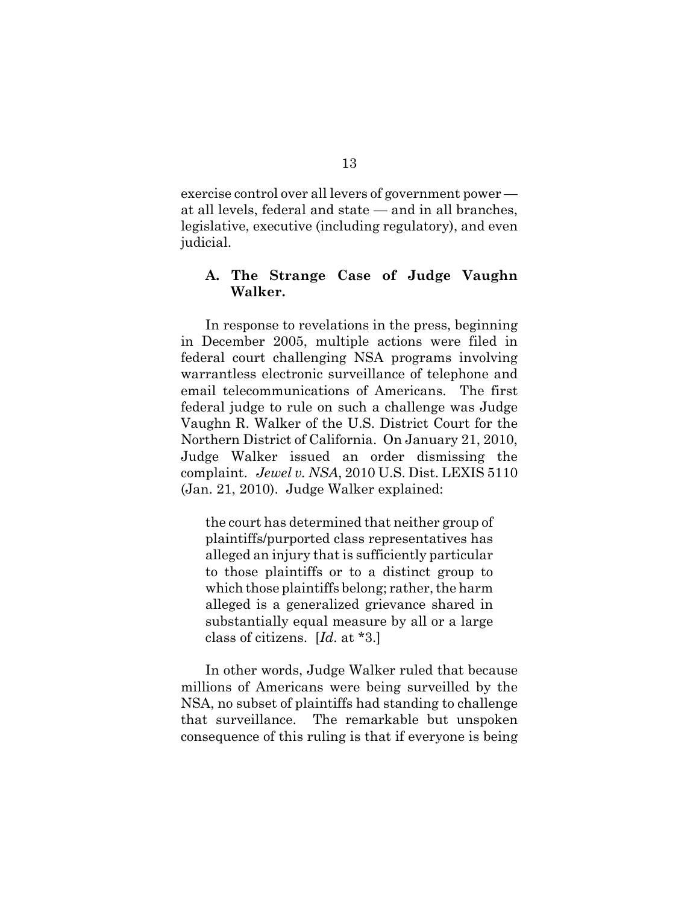exercise control over all levers of government power — at all levels, federal and state — and in all branches, legislative, executive (including regulatory), and even judicial.

### A. The Strange Case of Judge Vaughn Walker.

In response to revelations in the press, beginning in December 2005, multiple actions were filed in federal court challenging NSA programs involving warrantless electronic surveillance of telephone and email telecommunications of Americans. The first federal judge to rule on such a challenge was Judge Vaughn R. Walker of the U.S. District Court for the Northern District of California. On January 21, 2010, Judge Walker issued an order dismissing the complaint. *Jewel v. NSA*, 2010 U.S. Dist. LEXIS 5110 (Jan. 21, 2010). Judge Walker explained:

> the court has determined that neither group of plaintiffs/purported class representatives has alleged an injury that is sufficiently particular to those plaintiffs or to a distinct group to which those plaintiffs belong; rather, the harm alleged is a generalized grievance shared in substantially equal measure by all or a large class of citizens. [*Id*. at *3.]

In other words, Judge Walker ruled that because millions of Americans were being surveilled by the NSA, no subset of plaintiffs had standing to challenge that surveillance. The remarkable but unspoken consequence of this ruling is that if everyone is being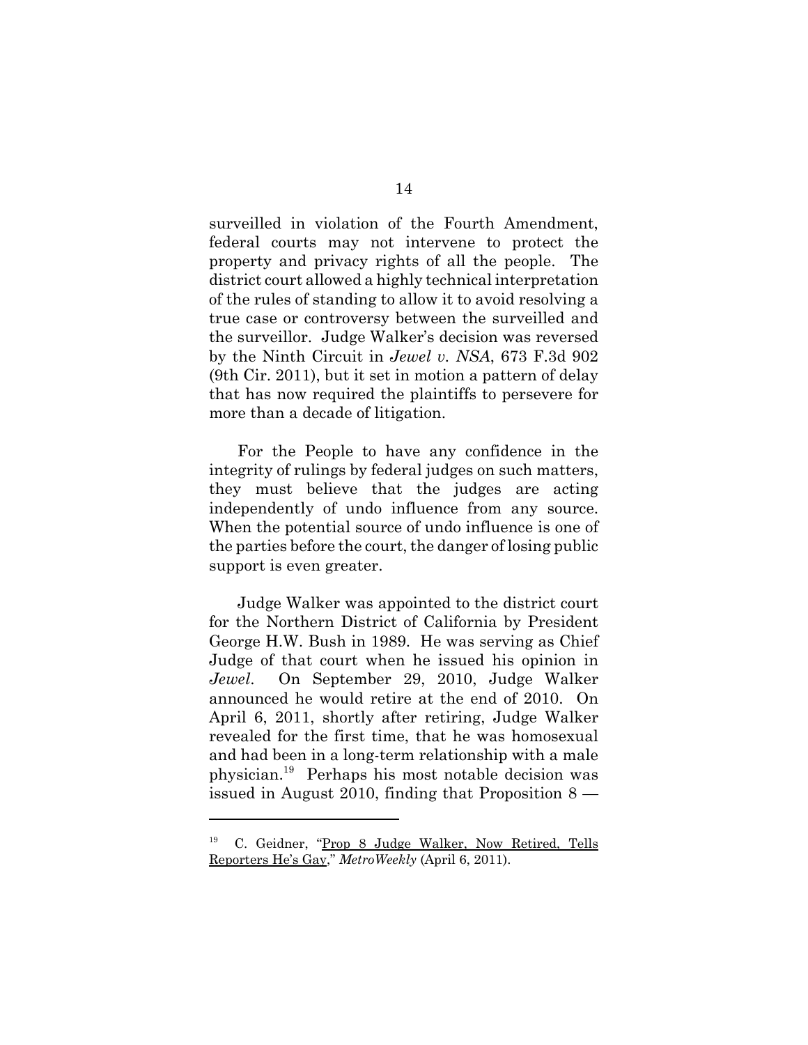surveilled in violation of the Fourth Amendment, federal courts may not intervene to protect the property and privacy rights of all the people. The district court allowed a highly technical interpretation of the rules of standing to allow it to avoid resolving a true case or controversy between the surveilled and the surveillor. Judge Walker's decision was reversed by the Ninth Circuit in *Jewel v. NSA*, 673 F.3d 902 (9th Cir. 2011), but it set in motion a pattern of delay that has now required the plaintiffs to persevere for more than a decade of litigation.

For the People to have any confidence in the integrity of rulings by federal judges on such matters, they must believe that the judges are acting independently of undo influence from any source. When the potential source of undo influence is one of the parties before the court, the danger of losing public support is even greater.

Judge Walker was appointed to the district court for the Northern District of California by President George H.W. Bush in 1989. He was serving as Chief Judge of that court when he issued his opinion in *Jewel*. On September 29, 2010, Judge Walker announced he would retire at the end of 2010. On April 6, 2011, shortly after retiring, Judge Walker revealed for the first time, that he was homosexual and had been in a long-term relationship with a male physician.[19] Perhaps his most notable decision was issued in August 2010, finding that Proposition 8 —

---

[19] C. Geidner, "Prop 8 Judge Walker, Now Retired, Tells Reporters He's Gay," *MetroWeekly* (April 6, 2011).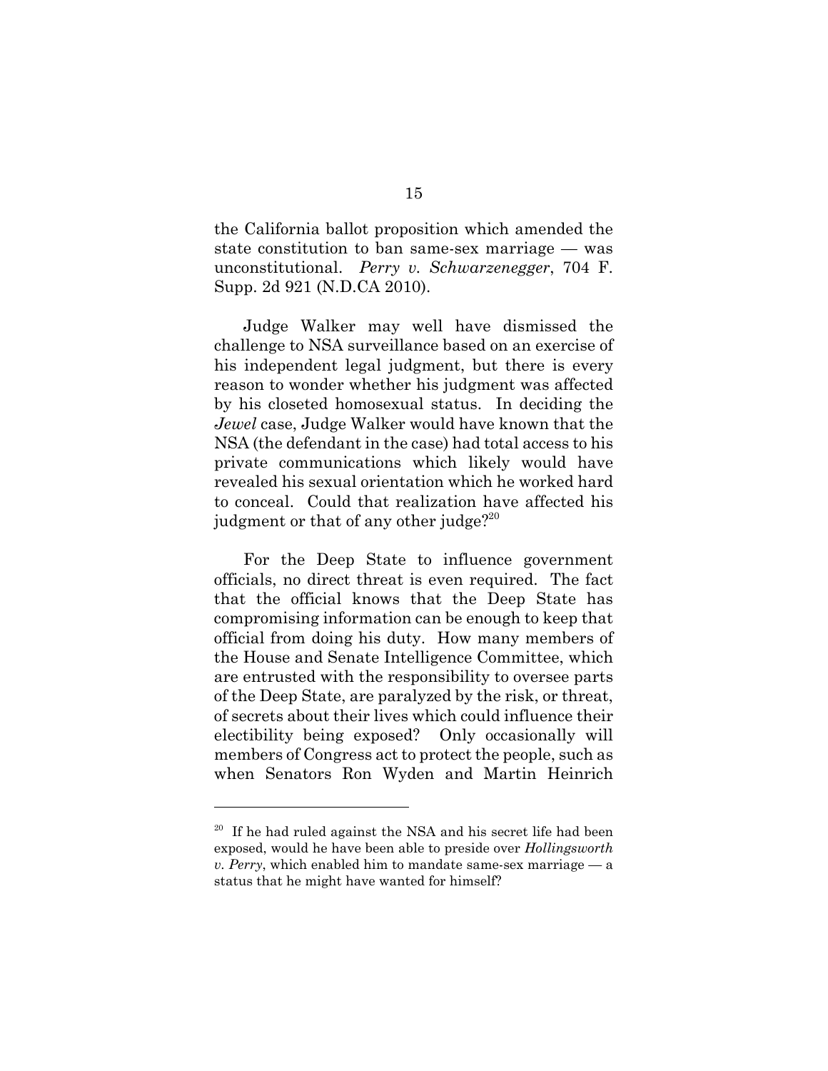the California ballot proposition which amended the state constitution to ban same-sex marriage — was unconstitutional. *Perry v. Schwarzenegger*, 704 F. Supp. 2d 921 (N.D.CA 2010).

Judge Walker may well have dismissed the challenge to NSA surveillance based on an exercise of his independent legal judgment, but there is every reason to wonder whether his judgment was affected by his closeted homosexual status. In deciding the *Jewel* case, Judge Walker would have known that the NSA (the defendant in the case) had total access to his private communications which likely would have revealed his sexual orientation which he worked hard to conceal. Could that realization have affected his judgment or that of any other judge?[20]

For the Deep State to influence government officials, no direct threat is even required. The fact that the official knows that the Deep State has compromising information can be enough to keep that official from doing his duty. How many members of the House and Senate Intelligence Committee, which are entrusted with the responsibility to oversee parts of the Deep State, are paralyzed by the risk, or threat, of secrets about their lives which could influence their electibility being exposed? Only occasionally will members of Congress act to protect the people, such as when Senators Ron Wyden and Martin Heinrich

---

[20] If he had ruled against the NSA and his secret life had been exposed, would he have been able to preside over *Hollingsworth v. Perry*, which enabled him to mandate same-sex marriage — a status that he might have wanted for himself?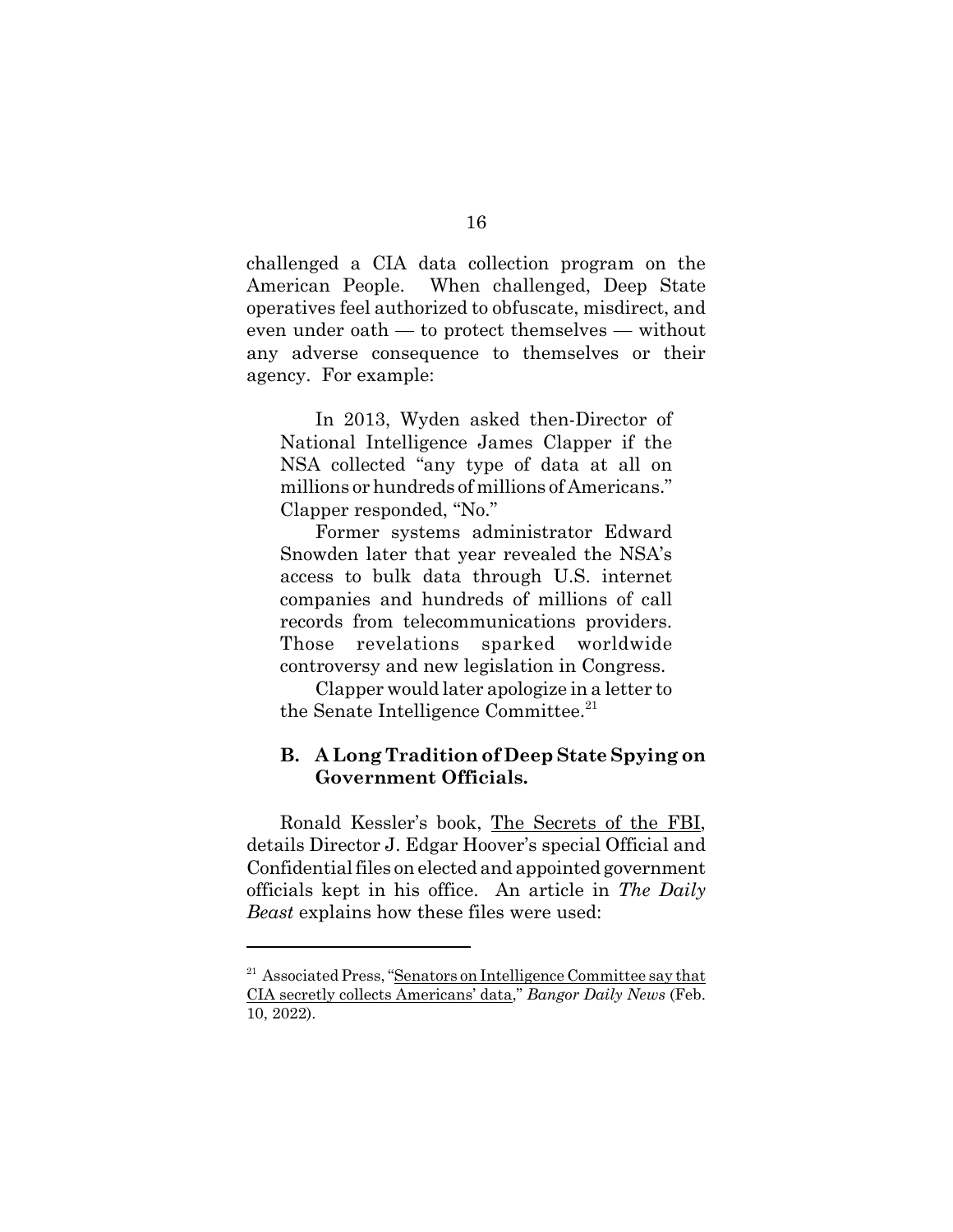challenged a CIA data collection program on the American People. When challenged, Deep State operatives feel authorized to obfuscate, misdirect, and even under oath — to protect themselves — without any adverse consequence to themselves or their agency. For example:

> In 2013, Wyden asked then-Director of National Intelligence James Clapper if the NSA collected "any type of data at all on millions or hundreds of millions of Americans." Clapper responded, "No."
>
> Former systems administrator Edward Snowden later that year revealed the NSA's access to bulk data through U.S. internet companies and hundreds of millions of call records from telecommunications providers. Those revelations sparked worldwide controversy and new legislation in Congress.
>
> Clapper would later apologize in a letter to the Senate Intelligence Committee.[21]

### B. A Long Tradition of Deep State Spying on Government Officials.

Ronald Kessler's book, The Secrets of the FBI, details Director J. Edgar Hoover's special Official and Confidential files on elected and appointed government officials kept in his office. An article in *The Daily Beast* explains how these files were used:

---

[21] Associated Press, "Senators on Intelligence Committee say that CIA secretly collects Americans' data," *Bangor Daily News* (Feb. 10, 2022).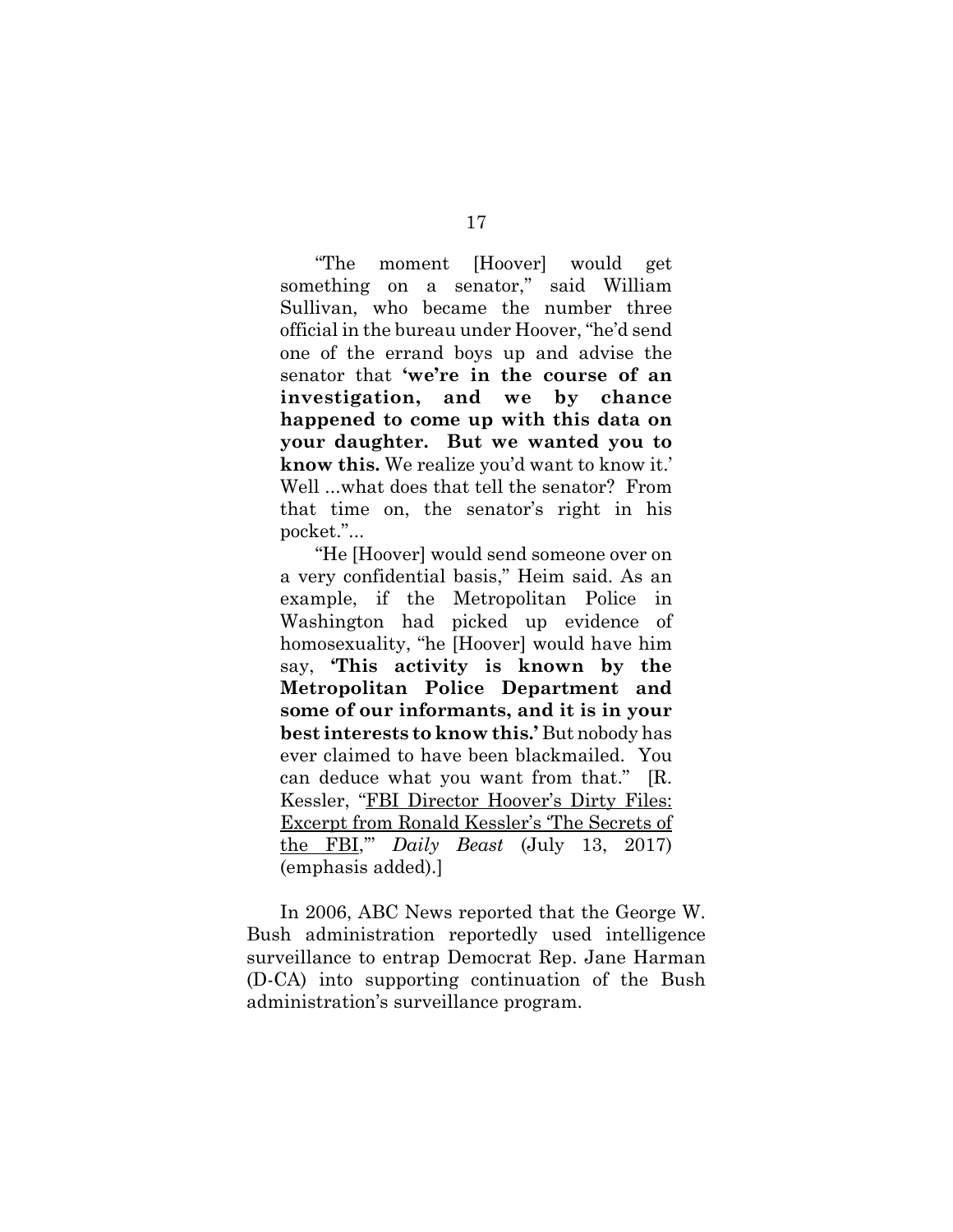> "The moment [Hoover] would get something on a senator," said William Sullivan, who became the number three official in the bureau under Hoover, "he'd send one of the errand boys up and advise the senator that **'we're in the course of an investigation, and we by chance happened to come up with this data on your daughter. But we wanted you to know this.** We realize you'd want to know it.' Well ...what does that tell the senator? From that time on, the senator's right in his pocket."...
>
> "He [Hoover] would send someone over on a very confidential basis," Heim said. As an example, if the Metropolitan Police in Washington had picked up evidence of homosexuality, "he [Hoover] would have him say, **'This activity is known by the Metropolitan Police Department and some of our informants, and it is in your best interests to know this.'** But nobody has ever claimed to have been blackmailed. You can deduce what you want from that." [R. Kessler, "FBI Director Hoover's Dirty Files: Excerpt from Ronald Kessler's 'The Secrets of the FBI,'" *Daily Beast* (July 13, 2017) (emphasis added).]

In 2006, ABC News reported that the George W. Bush administration reportedly used intelligence surveillance to entrap Democrat Rep. Jane Harman (D-CA) into supporting continuation of the Bush administration's surveillance program.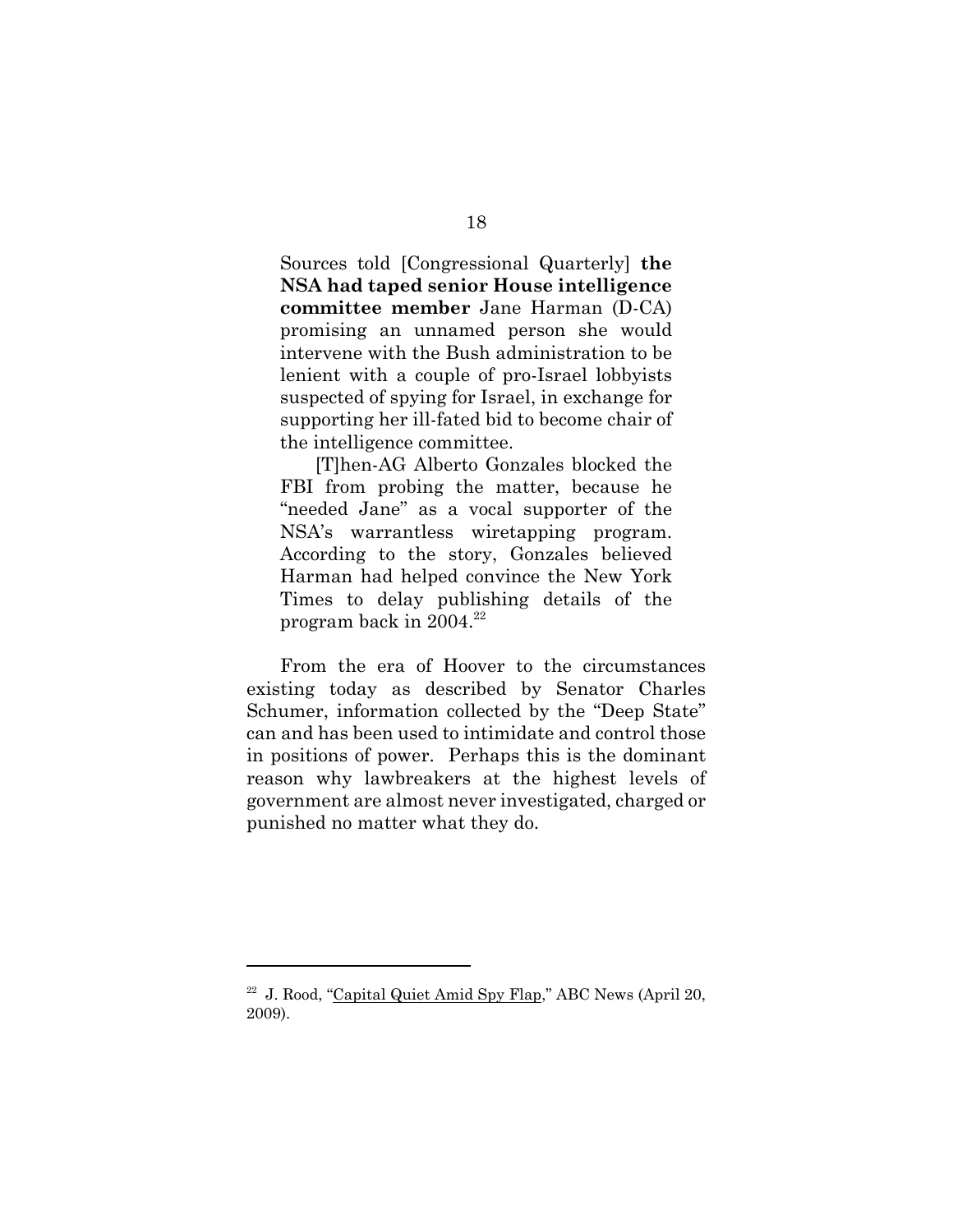> Sources told [Congressional Quarterly] **the NSA had taped senior House intelligence committee member** Jane Harman (D-CA) promising an unnamed person she would intervene with the Bush administration to be lenient with a couple of pro-Israel lobbyists suspected of spying for Israel, in exchange for supporting her ill-fated bid to become chair of the intelligence committee.
>
> [T]hen-AG Alberto Gonzales blocked the FBI from probing the matter, because he "needed Jane" as a vocal supporter of the NSA's warrantless wiretapping program. According to the story, Gonzales believed Harman had helped convince the New York Times to delay publishing details of the program back in 2004.[22]

From the era of Hoover to the circumstances existing today as described by Senator Charles Schumer, information collected by the "Deep State" can and has been used to intimidate and control those in positions of power. Perhaps this is the dominant reason why lawbreakers at the highest levels of government are almost never investigated, charged or punished no matter what they do.

---

[22] J. Rood, "Capital Quiet Amid Spy Flap," ABC News (April 20, 2009).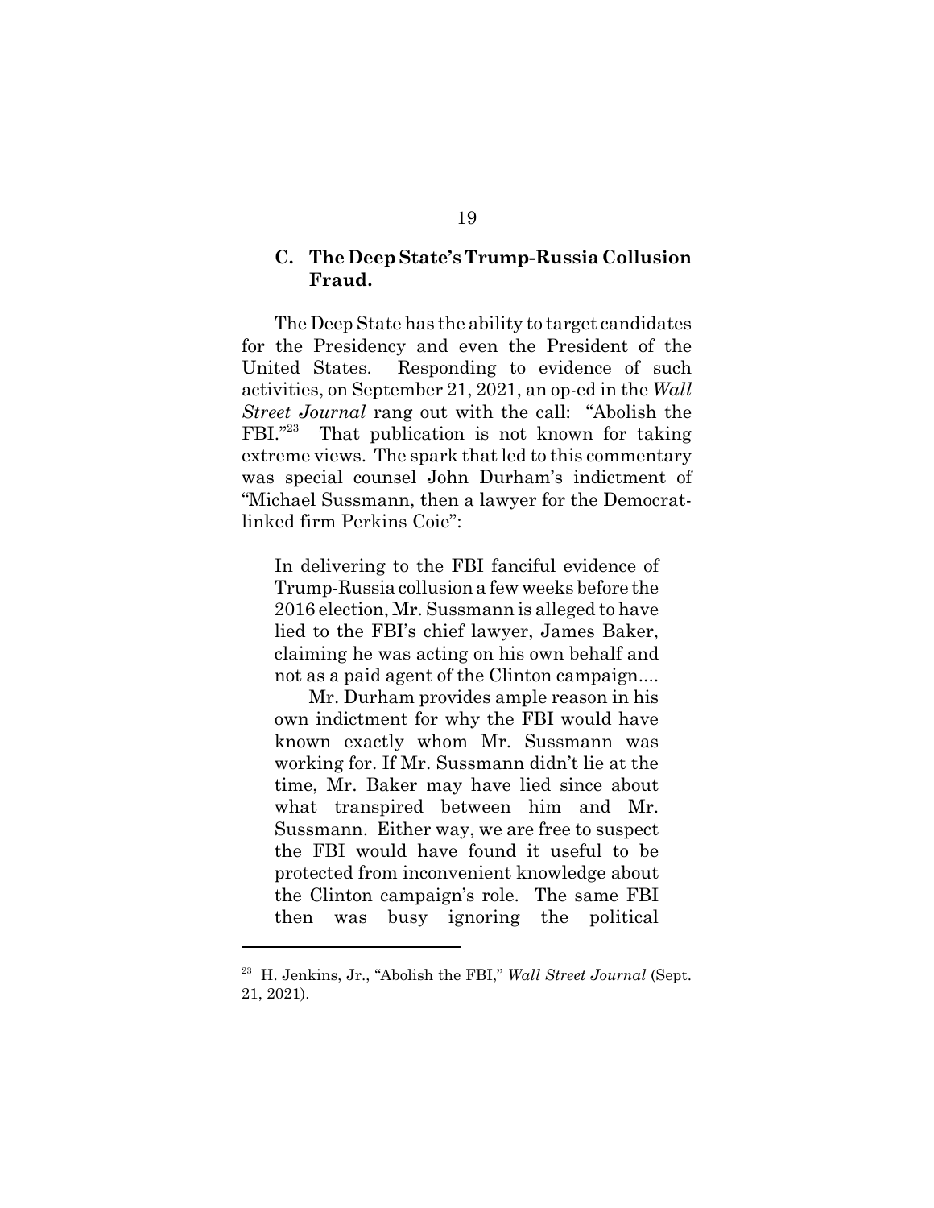### C. The Deep State's Trump-Russia Collusion Fraud.

The Deep State has the ability to target candidates for the Presidency and even the President of the United States. Responding to evidence of such activities, on September 21, 2021, an op-ed in the *Wall Street Journal* rang out with the call: "Abolish the FBI."[23] That publication is not known for taking extreme views. The spark that led to this commentary was special counsel John Durham's indictment of "Michael Sussmann, then a lawyer for the Democrat-linked firm Perkins Coie":

> In delivering to the FBI fanciful evidence of Trump-Russia collusion a few weeks before the 2016 election, Mr. Sussmann is alleged to have lied to the FBI's chief lawyer, James Baker, claiming he was acting on his own behalf and not as a paid agent of the Clinton campaign....
>
> Mr. Durham provides ample reason in his own indictment for why the FBI would have known exactly whom Mr. Sussmann was working for. If Mr. Sussmann didn't lie at the time, Mr. Baker may have lied since about what transpired between him and Mr. Sussmann. Either way, we are free to suspect the FBI would have found it useful to be protected from inconvenient knowledge about the Clinton campaign's role. The same FBI then was busy ignoring the political

[23] H. Jenkins, Jr., "Abolish the FBI," *Wall Street Journal* (Sept. 21, 2021).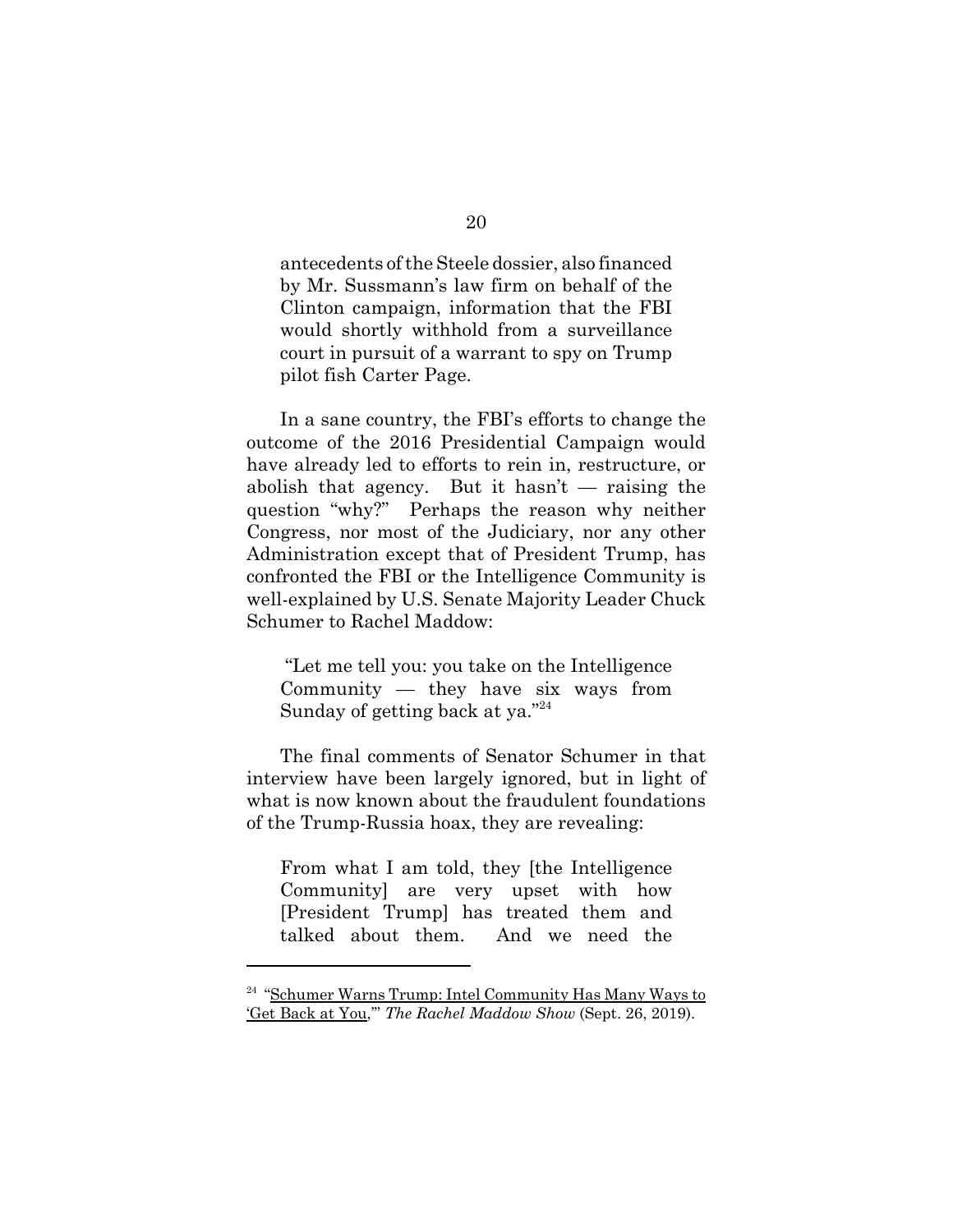antecedents of the Steele dossier, also financed by Mr. Sussmann's law firm on behalf of the Clinton campaign, information that the FBI would shortly withhold from a surveillance court in pursuit of a warrant to spy on Trump pilot fish Carter Page.

In a sane country, the FBI's efforts to change the outcome of the 2016 Presidential Campaign would have already led to efforts to rein in, restructure, or abolish that agency. But it hasn't — raising the question "why?" Perhaps the reason why neither Congress, nor most of the Judiciary, nor any other Administration except that of President Trump, has confronted the FBI or the Intelligence Community is well-explained by U.S. Senate Majority Leader Chuck Schumer to Rachel Maddow:

> "Let me tell you: you take on the Intelligence Community — they have six ways from Sunday of getting back at ya."[24]

The final comments of Senator Schumer in that interview have been largely ignored, but in light of what is now known about the fraudulent foundations of the Trump-Russia hoax, they are revealing:

> From what I am told, they [the Intelligence Community] are very upset with how [President Trump] has treated them and talked about them. And we need the

---

[24] "Schumer Warns Trump: Intel Community Has Many Ways to 'Get Back at You,'" *The Rachel Maddow Show* (Sept. 26, 2019).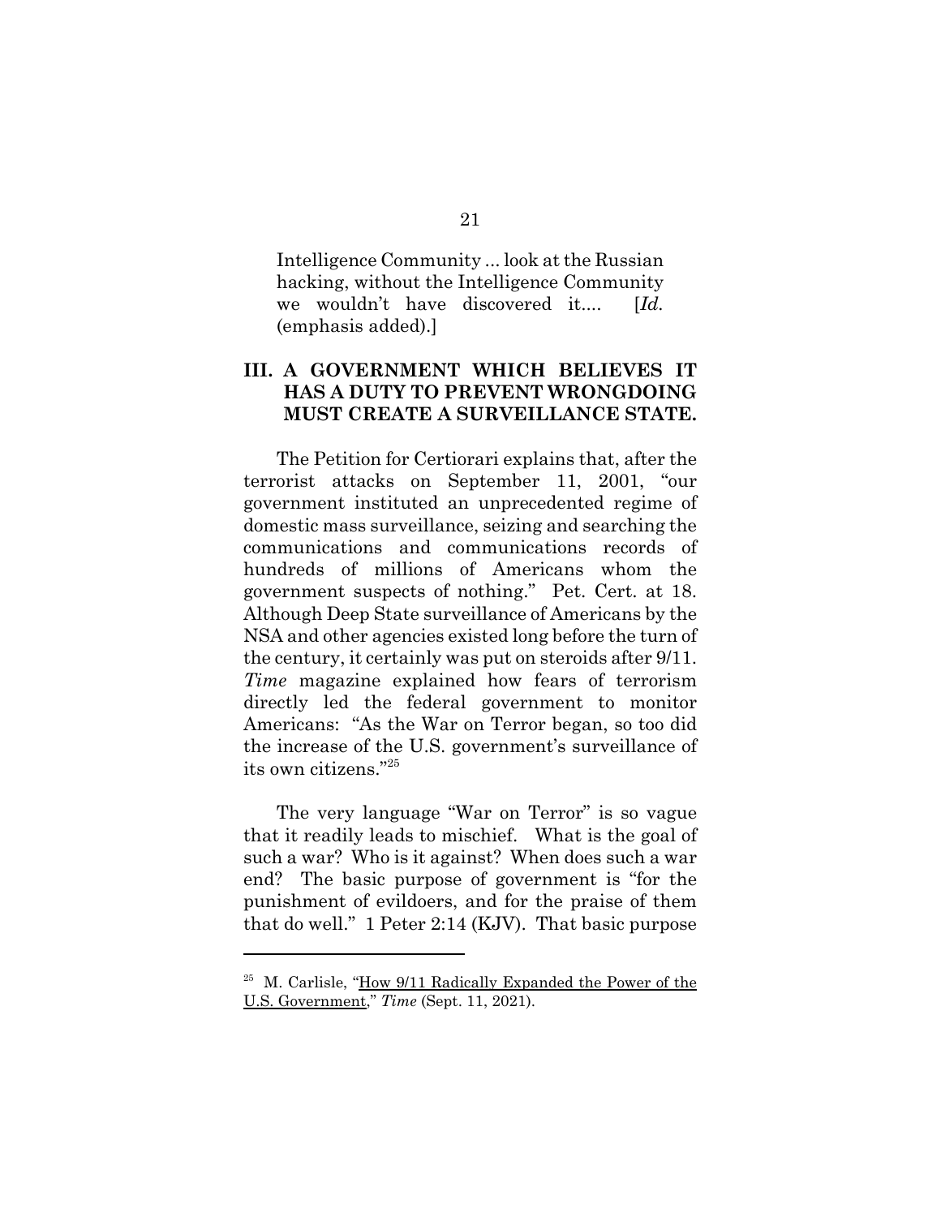Intelligence Community ... look at the Russian hacking, without the Intelligence Community we wouldn't have discovered it.... [*Id.* (emphasis added).]

## III. A GOVERNMENT WHICH BELIEVES IT HAS A DUTY TO PREVENT WRONGDOING MUST CREATE A SURVEILLANCE STATE.

The Petition for Certiorari explains that, after the terrorist attacks on September 11, 2001, "our government instituted an unprecedented regime of domestic mass surveillance, seizing and searching the communications and communications records of hundreds of millions of Americans whom the government suspects of nothing." Pet. Cert. at 18. Although Deep State surveillance of Americans by the NSA and other agencies existed long before the turn of the century, it certainly was put on steroids after 9/11. *Time* magazine explained how fears of terrorism directly led the federal government to monitor Americans: "As the War on Terror began, so too did the increase of the U.S. government's surveillance of its own citizens."[25]

The very language "War on Terror" is so vague that it readily leads to mischief. What is the goal of such a war? Who is it against? When does such a war end? The basic purpose of government is "for the punishment of evildoers, and for the praise of them that do well." 1 Peter 2:14 (KJV). That basic purpose

---

[25] M. Carlisle, "How 9/11 Radically Expanded the Power of the U.S. Government," *Time* (Sept. 11, 2021).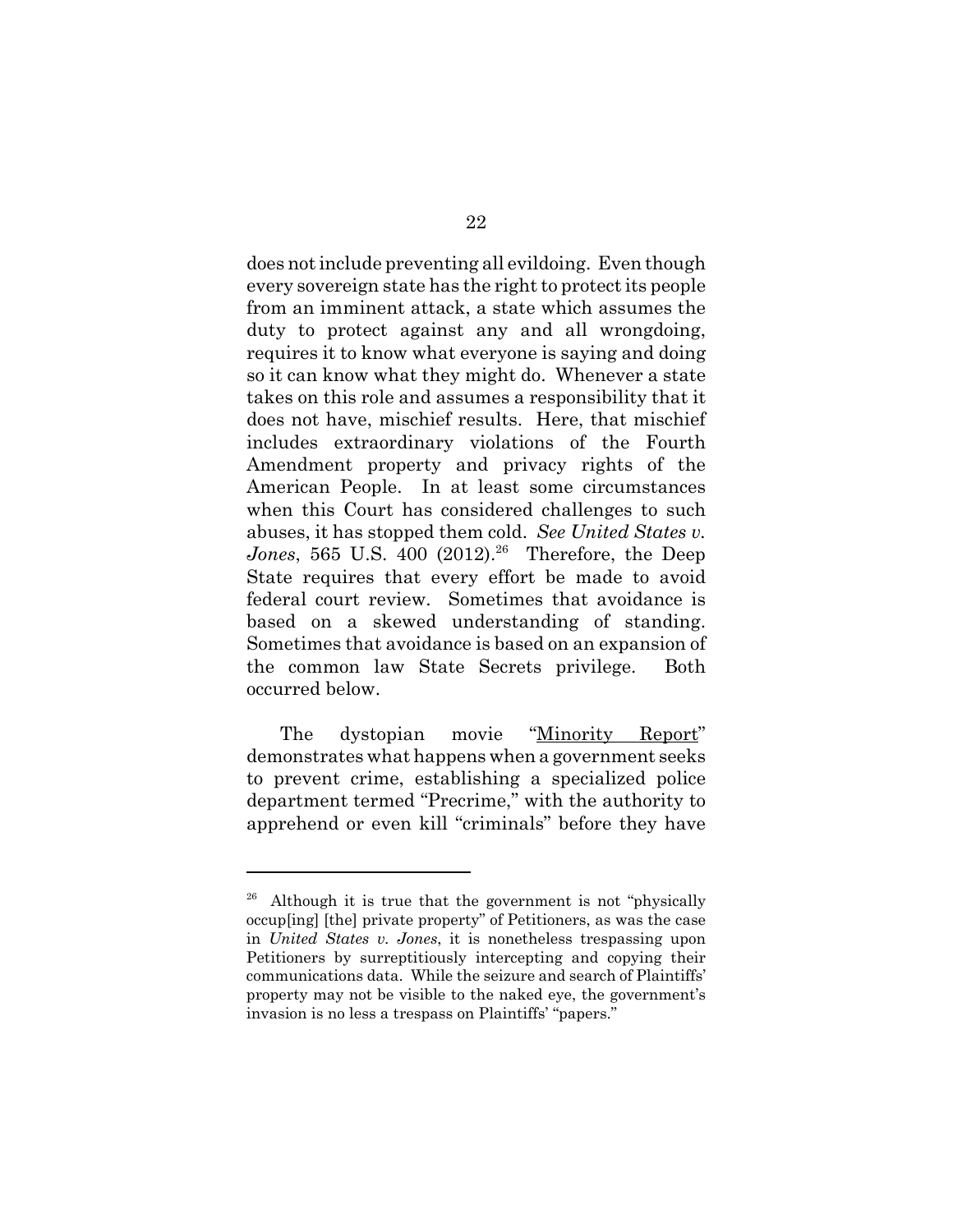does not include preventing all evildoing. Even though every sovereign state has the right to protect its people from an imminent attack, a state which assumes the duty to protect against any and all wrongdoing, requires it to know what everyone is saying and doing so it can know what they might do. Whenever a state takes on this role and assumes a responsibility that it does not have, mischief results. Here, that mischief includes extraordinary violations of the Fourth Amendment property and privacy rights of the American People. In at least some circumstances when this Court has considered challenges to such abuses, it has stopped them cold. *See United States v. Jones*, 565 U.S. 400 (2012).[26] Therefore, the Deep State requires that every effort be made to avoid federal court review. Sometimes that avoidance is based on a skewed understanding of standing. Sometimes that avoidance is based on an expansion of the common law State Secrets privilege. Both occurred below.

The dystopian movie "Minority Report" demonstrates what happens when a government seeks to prevent crime, establishing a specialized police department termed "Precrime," with the authority to apprehend or even kill "criminals" before they have

---

[26] Although it is true that the government is not "physically occup[ing] [the] private property" of Petitioners, as was the case in *United States v. Jones*, it is nonetheless trespassing upon Petitioners by surreptitiously intercepting and copying their communications data. While the seizure and search of Plaintiffs' property may not be visible to the naked eye, the government's invasion is no less a trespass on Plaintiffs' "papers."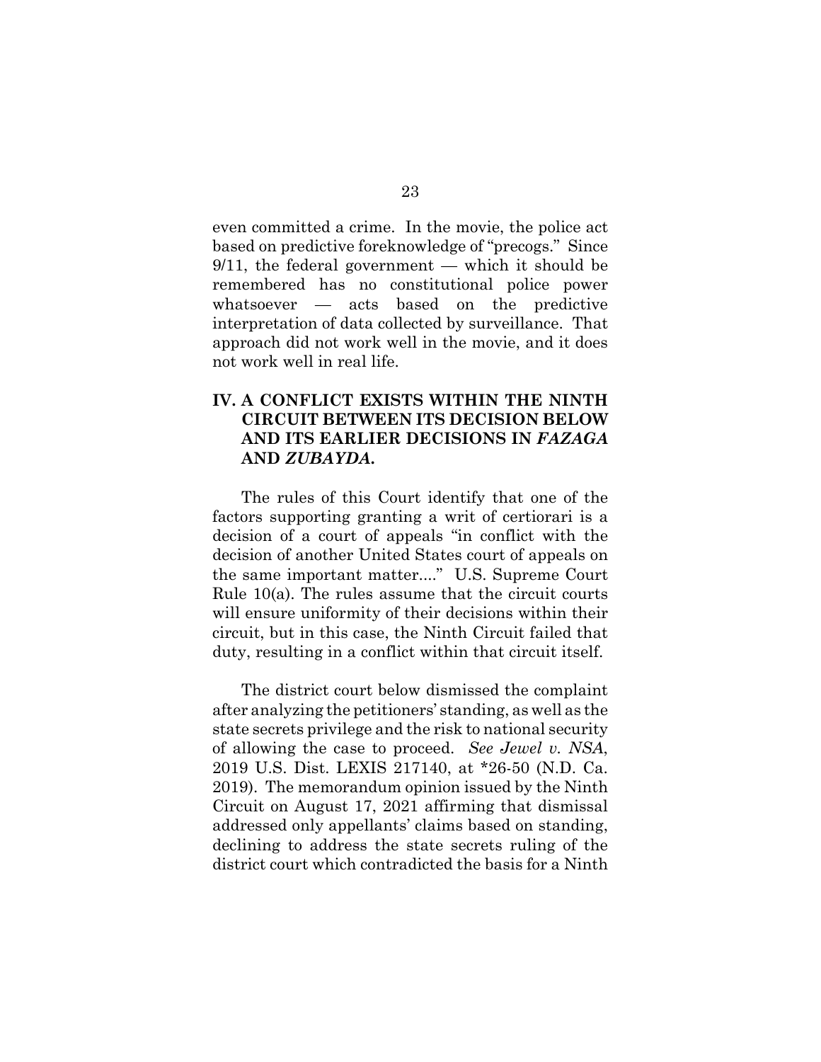even committed a crime. In the movie, the police act based on predictive foreknowledge of "precogs." Since 9/11, the federal government — which it should be remembered has no constitutional police power whatsoever — acts based on the predictive interpretation of data collected by surveillance. That approach did not work well in the movie, and it does not work well in real life.

## IV. A CONFLICT EXISTS WITHIN THE NINTH CIRCUIT BETWEEN ITS DECISION BELOW AND ITS EARLIER DECISIONS IN *FAZAGA* AND *ZUBAYDA*.

The rules of this Court identify that one of the factors supporting granting a writ of certiorari is a decision of a court of appeals "in conflict with the decision of another United States court of appeals on the same important matter...." U.S. Supreme Court Rule 10(a). The rules assume that the circuit courts will ensure uniformity of their decisions within their circuit, but in this case, the Ninth Circuit failed that duty, resulting in a conflict within that circuit itself.

The district court below dismissed the complaint after analyzing the petitioners' standing, as well as the state secrets privilege and the risk to national security of allowing the case to proceed. *See Jewel v. NSA*, 2019 U.S. Dist. LEXIS 217140, at *26-50 (N.D. Ca. 2019). The memorandum opinion issued by the Ninth Circuit on August 17, 2021 affirming that dismissal addressed only appellants' claims based on standing, declining to address the state secrets ruling of the district court which contradicted the basis for a Ninth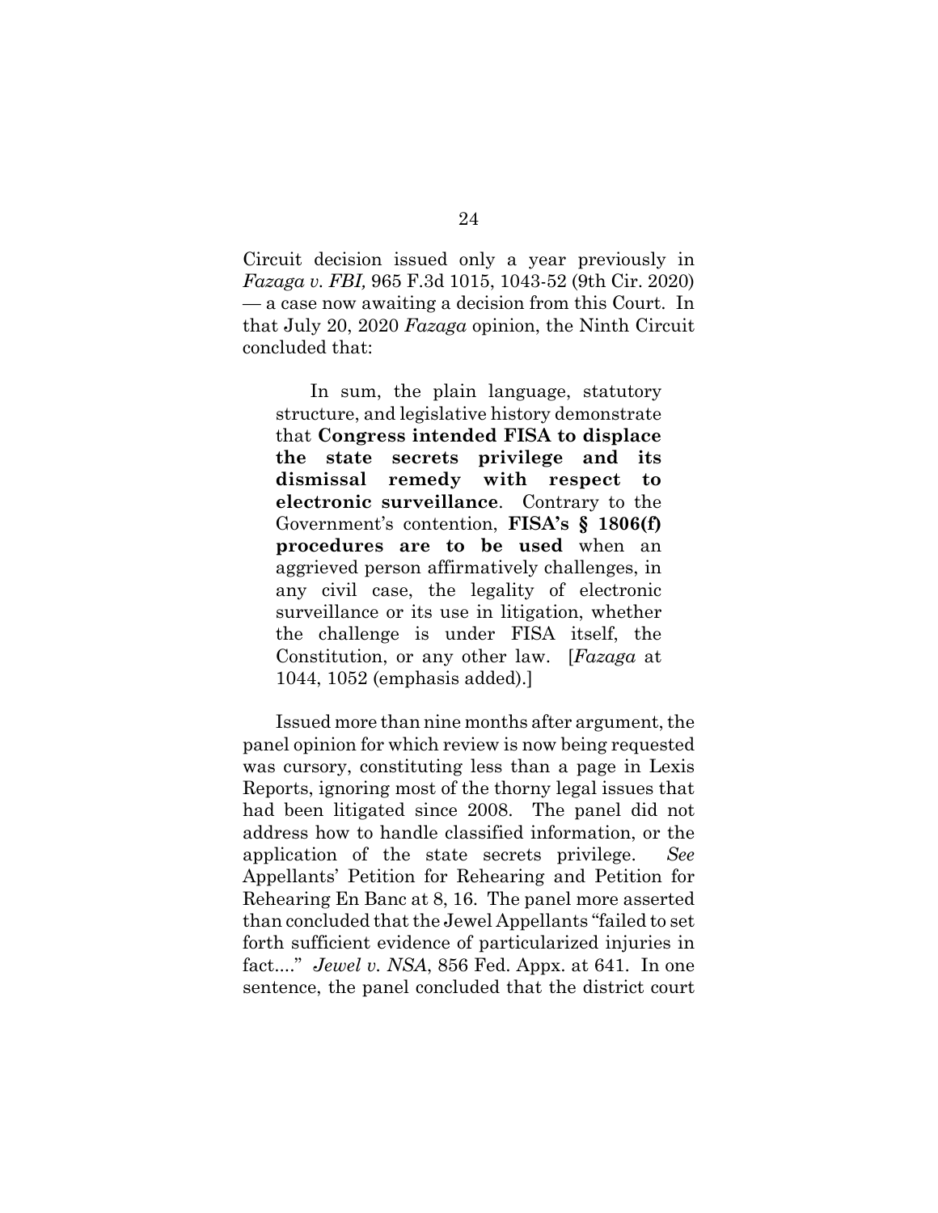Circuit decision issued only a year previously in *Fazaga v. FBI,* 965 F.3d 1015, 1043-52 (9th Cir. 2020) — a case now awaiting a decision from this Court. In that July 20, 2020 *Fazaga* opinion, the Ninth Circuit concluded that:

> In sum, the plain language, statutory structure, and legislative history demonstrate that **Congress intended FISA to displace the state secrets privilege and its dismissal remedy with respect to electronic surveillance**. Contrary to the Government's contention, **FISA's § 1806(f) procedures are to be used** when an aggrieved person affirmatively challenges, in any civil case, the legality of electronic surveillance or its use in litigation, whether the challenge is under FISA itself, the Constitution, or any other law. [*Fazaga* at 1044, 1052 (emphasis added).]

Issued more than nine months after argument, the panel opinion for which review is now being requested was cursory, constituting less than a page in Lexis Reports, ignoring most of the thorny legal issues that had been litigated since 2008. The panel did not address how to handle classified information, or the application of the state secrets privilege. *See* Appellants' Petition for Rehearing and Petition for Rehearing En Banc at 8, 16. The panel more asserted than concluded that the Jewel Appellants "failed to set forth sufficient evidence of particularized injuries in fact...." *Jewel v. NSA*, 856 Fed. Appx. at 641. In one sentence, the panel concluded that the district court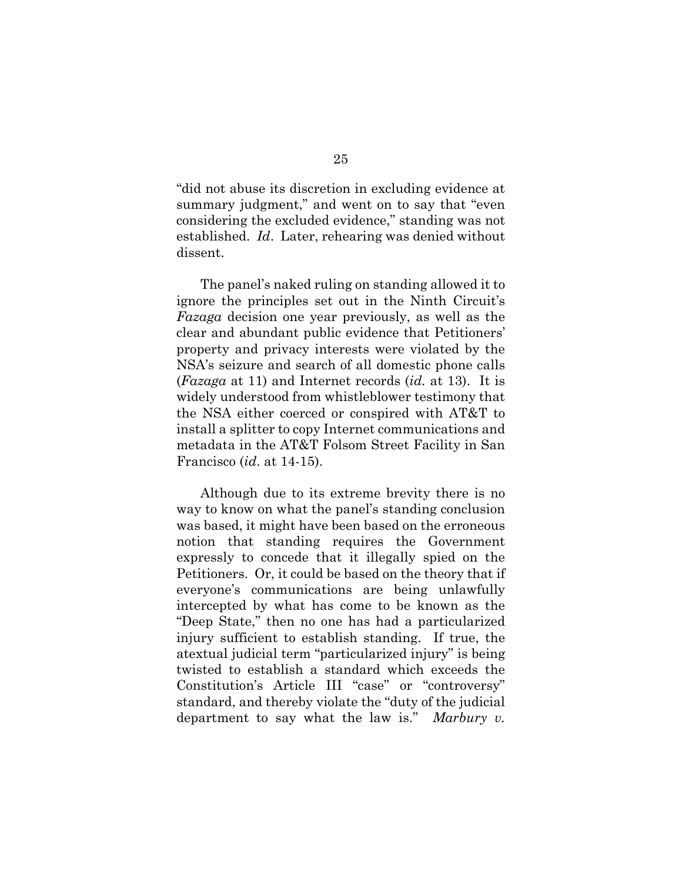"did not abuse its discretion in excluding evidence at summary judgment," and went on to say that "even considering the excluded evidence," standing was not established. *Id*. Later, rehearing was denied without dissent.

The panel's naked ruling on standing allowed it to ignore the principles set out in the Ninth Circuit's *Fazaga* decision one year previously, as well as the clear and abundant public evidence that Petitioners' property and privacy interests were violated by the NSA's seizure and search of all domestic phone calls (*Fazaga* at 11) and Internet records (*id.* at 13). It is widely understood from whistleblower testimony that the NSA either coerced or conspired with AT&T to install a splitter to copy Internet communications and metadata in the AT&T Folsom Street Facility in San Francisco (*id*. at 14-15).

Although due to its extreme brevity there is no way to know on what the panel's standing conclusion was based, it might have been based on the erroneous notion that standing requires the Government expressly to concede that it illegally spied on the Petitioners. Or, it could be based on the theory that if everyone's communications are being unlawfully intercepted by what has come to be known as the "Deep State," then no one has had a particularized injury sufficient to establish standing. If true, the atextual judicial term "particularized injury" is being twisted to establish a standard which exceeds the Constitution's Article III "case" or "controversy" standard, and thereby violate the "duty of the judicial department to say what the law is." *Marbury v.*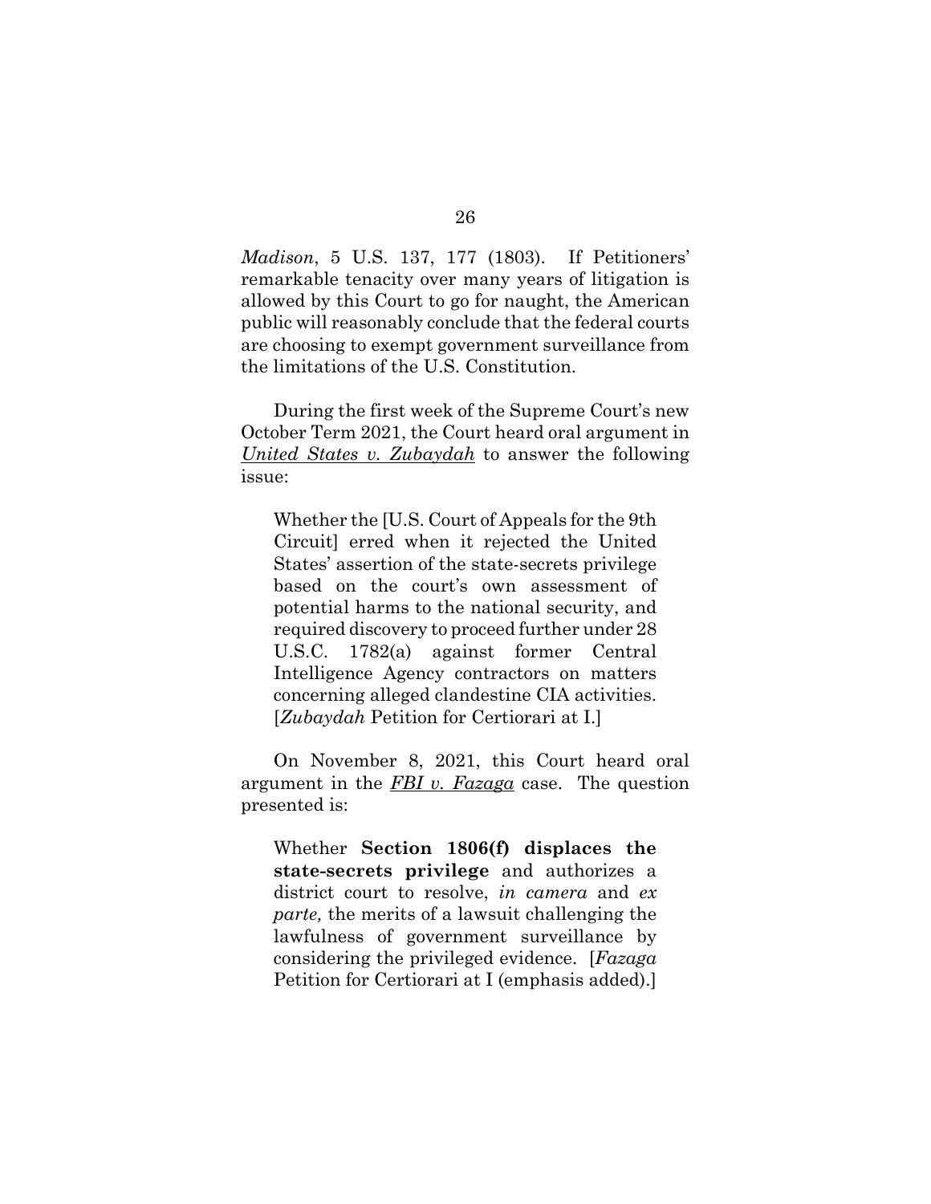*Madison*, 5 U.S. 137, 177 (1803). If Petitioners' remarkable tenacity over many years of litigation is allowed by this Court to go for naught, the American public will reasonably conclude that the federal courts are choosing to exempt government surveillance from the limitations of the U.S. Constitution.

During the first week of the Supreme Court's new October Term 2021, the Court heard oral argument in *United States v. Zubaydah* to answer the following issue:

> Whether the [U.S. Court of Appeals for the 9th Circuit] erred when it rejected the United States' assertion of the state-secrets privilege based on the court's own assessment of potential harms to the national security, and required discovery to proceed further under 28 U.S.C. 1782(a) against former Central Intelligence Agency contractors on matters concerning alleged clandestine CIA activities. [*Zubaydah* Petition for Certiorari at I.]

On November 8, 2021, this Court heard oral argument in the ***FBI v. Fazaga*** case. The question presented is:

> Whether **Section 1806(f) displaces the state-secrets privilege** and authorizes a district court to resolve, *in camera* and *ex parte,* the merits of a lawsuit challenging the lawfulness of government surveillance by considering the privileged evidence. [*Fazaga* Petition for Certiorari at I (emphasis added).]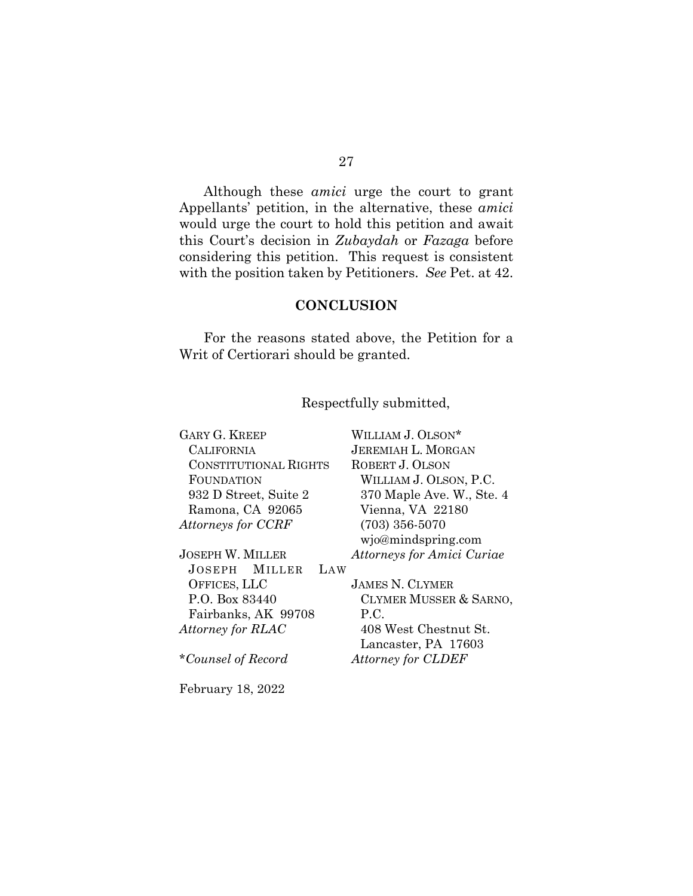Although these *amici* urge the court to grant Appellants' petition, in the alternative, these *amici* would urge the court to hold this petition and await this Court's decision in *Zubaydah* or *Fazaga* before considering this petition. This request is consistent with the position taken by Petitioners. *See* Pet. at 42.

## CONCLUSION

For the reasons stated above, the Petition for a Writ of Certiorari should be granted.

Respectfully submitted,

GARY G. KREEP
CALIFORNIA CONSTITUTIONAL RIGHTS FOUNDATION
932 D Street, Suite 2
Ramona, CA 92065
*Attorneys for CCRF*

JOSEPH W. MILLER
JOSEPH MILLER LAW OFFICES, LLC
P.O. Box 83440
Fairbanks, AK 99708
*Attorney for RLAC*

WILLIAM J. OLSON*
JEREMIAH L. MORGAN
ROBERT J. OLSON
WILLIAM J. OLSON, P.C.
370 Maple Ave. W., Ste. 4
Vienna, VA 22180
(703) 356-5070
wjo@mindspring.com
*Attorneys for Amici Curiae*

JAMES N. CLYMER
CLYMER MUSSER & SARNO, P.C.
408 West Chestnut St.
Lancaster, PA 17603
*Attorney for CLDEF*

**Counsel of Record*

February 18, 2022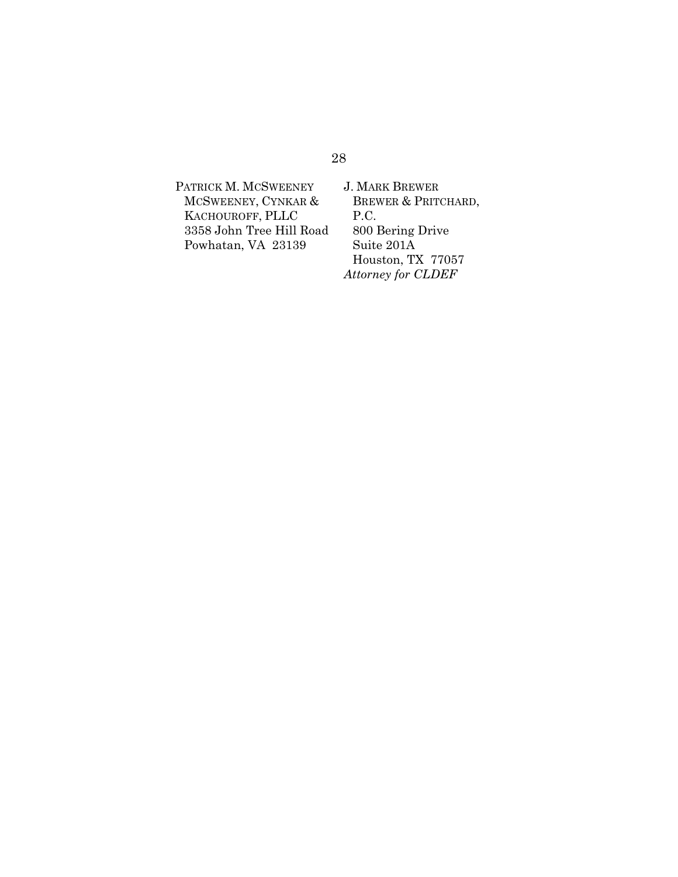PATRICK M. MCSWEENEY
MCSWEENEY, CYNKAR &
KACHOUROFF, PLLC
3358 John Tree Hill Road
Powhatan, VA 23139

J. MARK BREWER
BREWER & PRITCHARD,
P.C.
800 Bering Drive
Suite 201A
Houston, TX 77057
*Attorney for CLDEF*